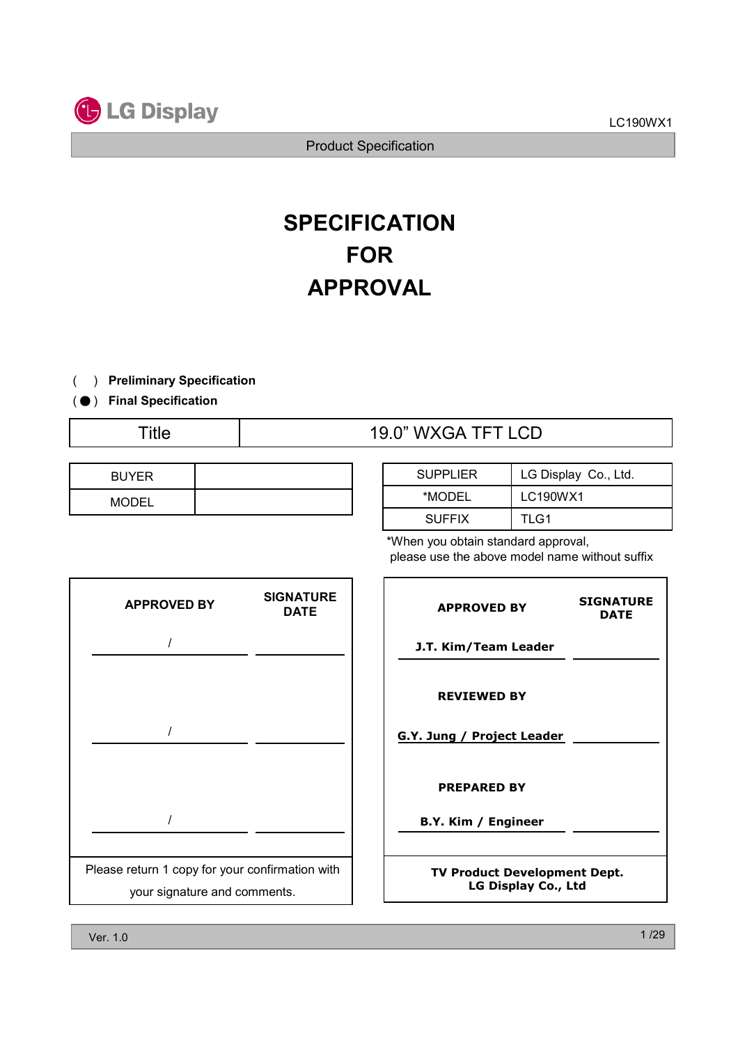# SPECIFICATION
# FOR
# APPROVAL

( ) **Preliminary Specification**

( ● ) **Final Specification**

| Title | 19.0" WXGA TFT LCD |
|---|---|

| BUYER | |
|---|---|
| MODEL | |

| SUPPLIER | LG Display Co., Ltd. |
|---|---|
| *MODEL | LC190WX1 |
| SUFFIX | TLG1 |

*When you obtain standard approval, please use the above model name without suffix

| APPROVED BY | SIGNATURE DATE |
|---|---|
| / | |
| / | |
| / | |

Please return 1 copy for your confirmation with your signature and comments.

| APPROVED BY | SIGNATURE DATE |
|---|---|
| J.T. Kim/Team Leader | |
| **REVIEWED BY** | |
| G.Y. Jung / Project Leader | |
| **PREPARED BY** | |
| B.Y. Kim / Engineer | |

**TV Product Development Dept.**
**LG Display Co., Ltd**

Ver. 1.0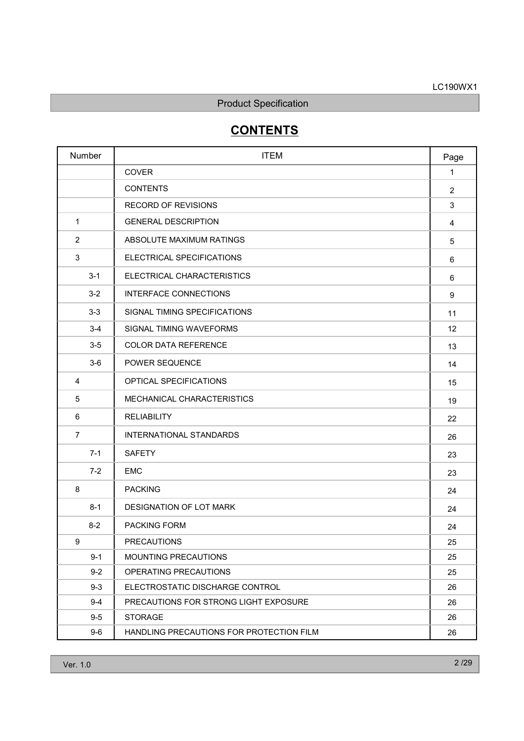Product Specification

# CONTENTS

| Number | ITEM | Page |
|---|---|---|
| | COVER | 1 |
| | CONTENTS | 2 |
| | RECORD OF REVISIONS | 3 |
| 1 | GENERAL DESCRIPTION | 4 |
| 2 | ABSOLUTE MAXIMUM RATINGS | 5 |
| 3 | ELECTRICAL SPECIFICATIONS | 6 |
| 3-1 | ELECTRICAL CHARACTERISTICS | 6 |
| 3-2 | INTERFACE CONNECTIONS | 9 |
| 3-3 | SIGNAL TIMING SPECIFICATIONS | 11 |
| 3-4 | SIGNAL TIMING WAVEFORMS | 12 |
| 3-5 | COLOR DATA REFERENCE | 13 |
| 3-6 | POWER SEQUENCE | 14 |
| 4 | OPTICAL SPECIFICATIONS | 15 |
| 5 | MECHANICAL CHARACTERISTICS | 19 |
| 6 | RELIABILITY | 22 |
| 7 | INTERNATIONAL STANDARDS | 26 |
| 7-1 | SAFETY | 23 |
| 7-2 | EMC | 23 |
| 8 | PACKING | 24 |
| 8-1 | DESIGNATION OF LOT MARK | 24 |
| 8-2 | PACKING FORM | 24 |
| 9 | PRECAUTIONS | 25 |
| 9-1 | MOUNTING PRECAUTIONS | 25 |
| 9-2 | OPERATING PRECAUTIONS | 25 |
| 9-3 | ELECTROSTATIC DISCHARGE CONTROL | 26 |
| 9-4 | PRECAUTIONS FOR STRONG LIGHT EXPOSURE | 26 |
| 9-5 | STORAGE | 26 |
| 9-6 | HANDLING PRECAUTIONS FOR PROTECTION FILM | 26 |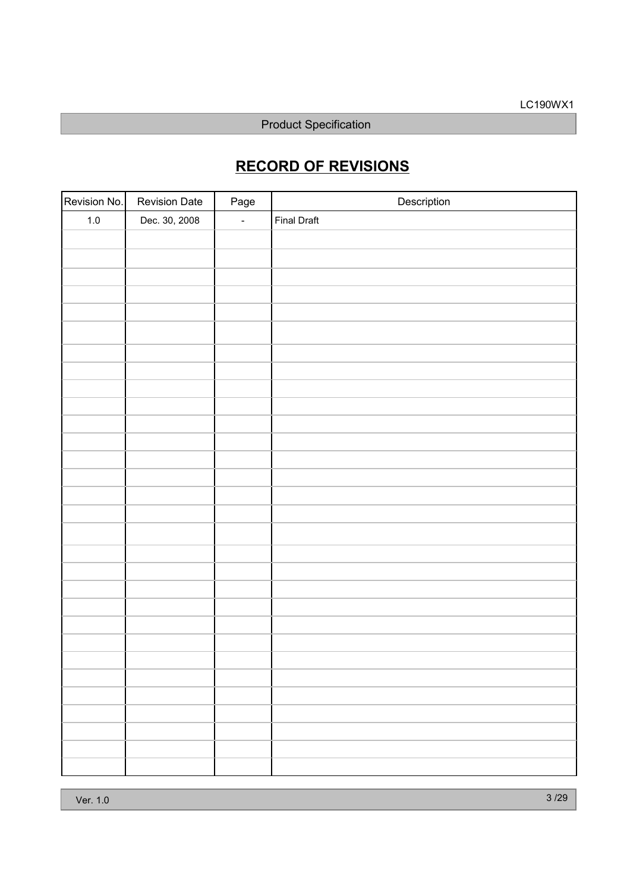## RECORD OF REVISIONS

| Revision No. | Revision Date | Page | Description |
|---|---|---|---|
| 1.0 | Dec. 30, 2008 | - | Final Draft |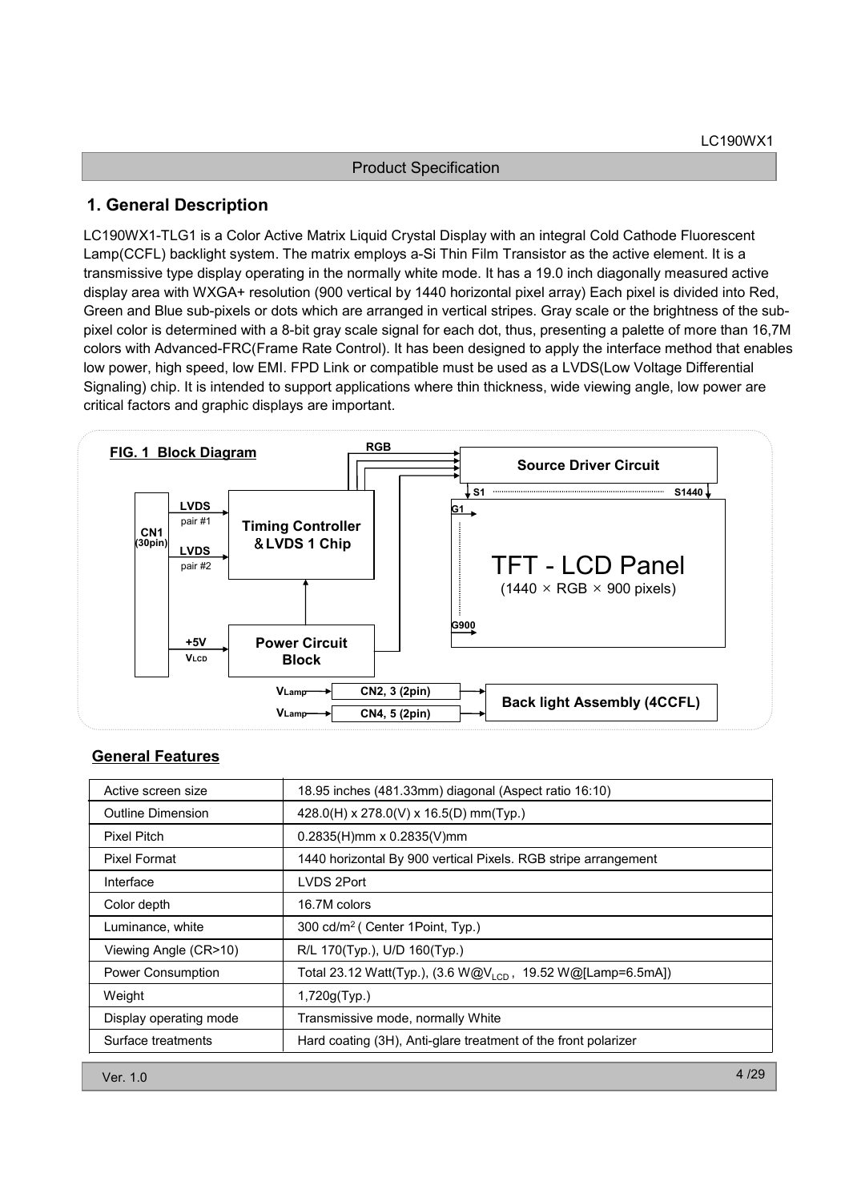## 1. General Description

LC190WX1-TLG1 is a Color Active Matrix Liquid Crystal Display with an integral Cold Cathode Fluorescent Lamp(CCFL) backlight system. The matrix employs a-Si Thin Film Transistor as the active element. It is a transmissive type display operating in the normally white mode. It has a 19.0 inch diagonally measured active display area with WXGA+ resolution (900 vertical by 1440 horizontal pixel array) Each pixel is divided into Red, Green and Blue sub-pixels or dots which are arranged in vertical stripes. Gray scale or the brightness of the sub-pixel color is determined with a 8-bit gray scale signal for each dot, thus, presenting a palette of more than 16,7M colors with Advanced-FRC(Frame Rate Control). It has been designed to apply the interface method that enables low power, high speed, low EMI. FPD Link or compatible must be used as a LVDS(Low Voltage Differential Signaling) chip. It is intended to support applications where thin thickness, wide viewing angle, low power are critical factors and graphic displays are important.

**FIG. 1 Block Diagram**

CN1 (30pin) — LVDS pair #1, LVDS pair #2 → Timing Controller & LVDS 1 Chip → RGB → Source Driver Circuit (S1 … S1440) → TFT - LCD Panel (1440 × RGB × 900 pixels), G1 … G900

+5V $V_{LCD}$ → Power Circuit Block

$V_{Lamp}$ → CN2, 3 (2pin) → Back light Assembly (4CCFL)

$V_{Lamp}$ → CN4, 5 (2pin) → Back light Assembly (4CCFL)

### General Features

| | |
|---|---|
| Active screen size | 18.95 inches (481.33mm) diagonal (Aspect ratio 16:10) |
| Outline Dimension | 428.0(H) x 278.0(V) x 16.5(D) mm(Typ.) |
| Pixel Pitch | 0.2835(H)mm x 0.2835(V)mm |
| Pixel Format | 1440 horizontal By 900 vertical Pixels. RGB stripe arrangement |
| Interface | LVDS 2Port |
| Color depth | 16.7M colors |
| Luminance, white | 300 cd/m$^2$ ( Center 1Point, Typ.) |
| Viewing Angle (CR>10) | R/L 170(Typ.), U/D 160(Typ.) |
| Power Consumption | Total 23.12 Watt(Typ.), (3.6 W@$V_{LCD}$ , 19.52 W@[Lamp=6.5mA]) |
| Weight | 1,720g(Typ.) |
| Display operating mode | Transmissive mode, normally White |
| Surface treatments | Hard coating (3H), Anti-glare treatment of the front polarizer |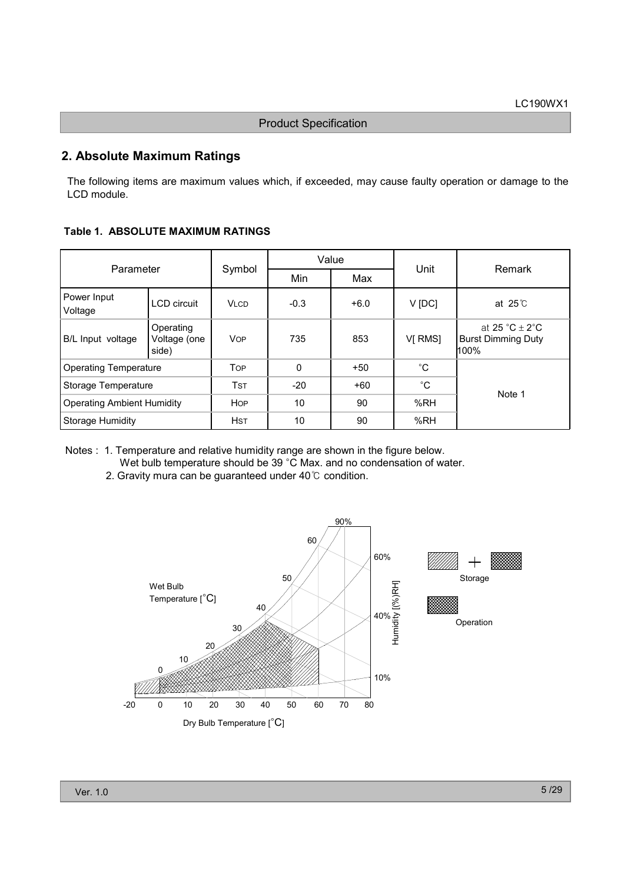## 2. Absolute Maximum Ratings

The following items are maximum values which, if exceeded, may cause faulty operation or damage to the LCD module.

**Table 1. ABSOLUTE MAXIMUM RATINGS**

| Parameter | | Symbol | Value | | Unit | Remark |
|---|---|---|---|---|---|---|
| | | | Min | Max | | |
| Power Input Voltage | LCD circuit | $V_{LCD}$ | -0.3 | +6.0 | V [DC] | at 25℃ |
| B/L Input voltage | Operating Voltage (one side) | $V_{OP}$ | 735 | 853 | V[ RMS] | at 25 °C ± 2°C Burst Dimming Duty 100% |
| Operating Temperature | | $T_{OP}$ | 0 | +50 | °C | Note 1 |
| Storage Temperature | | $T_{ST}$ | -20 | +60 | °C | Note 1 |
| Operating Ambient Humidity | | $H_{OP}$ | 10 | 90 | %RH | Note 1 |
| Storage Humidity | | $H_{ST}$ | 10 | 90 | %RH | Note 1 |

Notes : 1. Temperature and relative humidity range are shown in the figure below.
Wet bulb temperature should be 39 °C Max. and no condensation of water.
2. Gravity mura can be guaranteed under 40℃ condition.

Wet Bulb Temperature [°C]

Dry Bulb Temperature [°C]

Humidity [(%)RH]

Storage

Operation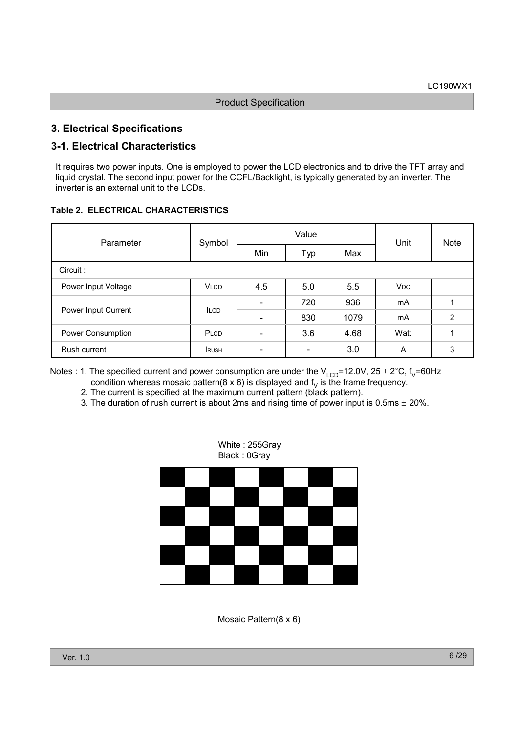## 3. Electrical Specifications

### 3-1. Electrical Characteristics

It requires two power inputs. One is employed to power the LCD electronics and to drive the TFT array and liquid crystal. The second input power for the CCFL/Backlight, is typically generated by an inverter. The inverter is an external unit to the LCDs.

**Table 2. ELECTRICAL CHARACTERISTICS**

| Parameter | Symbol | Value | | | Unit | Note |
|---|---|---|---|---|---|---|
| | | Min | Typ | Max | | |
| Circuit : | | | | | | |
| Power Input Voltage | $V_{LCD}$ | 4.5 | 5.0 | 5.5 | $V_{DC}$ | |
| Power Input Current | $I_{LCD}$ | - | 720 | 936 | mA | 1 |
| | | - | 830 | 1079 | mA | 2 |
| Power Consumption | $P_{LCD}$ | - | 3.6 | 4.68 | Watt | 1 |
| Rush current | $I_{RUSH}$ | - | - | 3.0 | A | 3 |

Notes : 1. The specified current and power consumption are under the $V_{LCD}$=12.0V, 25 ± 2°C, $f_V$=60Hz condition whereas mosaic pattern(8 x 6) is displayed and $f_V$ is the frame frequency.

2. The current is specified at the maximum current pattern (black pattern).

3. The duration of rush current is about 2ms and rising time of power input is 0.5ms ± 20%.

White : 255Gray
Black : 0Gray

Mosaic Pattern(8 x 6)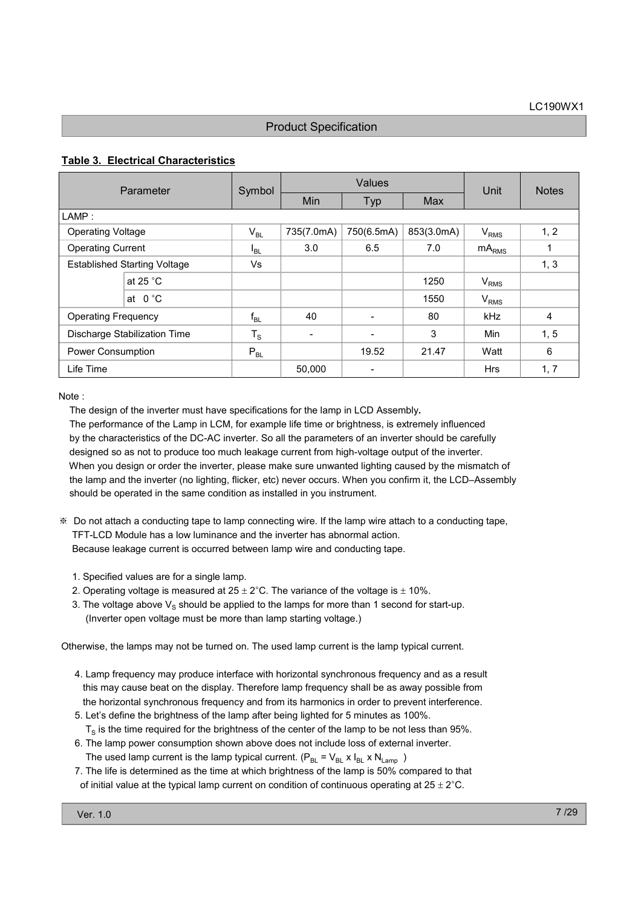**Table 3. Electrical Characteristics**

| Parameter | | Symbol | Values | | | Unit | Notes |
|---|---|---|---|---|---|---|---|
| | | | Min | Typ | Max | | |
| LAMP : | | | | | | | |
| Operating Voltage | | $V_{BL}$ | 735(7.0mA) | 750(6.5mA) | 853(3.0mA) | $V_{RMS}$ | 1, 2 |
| Operating Current | | $I_{BL}$ | 3.0 | 6.5 | 7.0 | $mA_{RMS}$ | 1 |
| Established Starting Voltage | | Vs | | | | | 1, 3 |
| | at 25 °C | | | | 1250 | $V_{RMS}$ | |
| | at 0 °C | | | | 1550 | $V_{RMS}$ | |
| Operating Frequency | | $f_{BL}$ | 40 | - | 80 | kHz | 4 |
| Discharge Stabilization Time | | $T_S$ | - | - | 3 | Min | 1, 5 |
| Power Consumption | | $P_{BL}$ | | 19.52 | 21.47 | Watt | 6 |
| Life Time | | | 50,000 | - | | Hrs | 1, 7 |

Note :

The design of the inverter must have specifications for the lamp in LCD Assembly.
The performance of the Lamp in LCM, for example life time or brightness, is extremely influenced by the characteristics of the DC-AC inverter. So all the parameters of an inverter should be carefully designed so as not to produce too much leakage current from high-voltage output of the inverter. When you design or order the inverter, please make sure unwanted lighting caused by the mismatch of the lamp and the inverter (no lighting, flicker, etc) never occurs. When you confirm it, the LCD–Assembly should be operated in the same condition as installed in you instrument.

※ Do not attach a conducting tape to lamp connecting wire. If the lamp wire attach to a conducting tape, TFT-LCD Module has a low luminance and the inverter has abnormal action. Because leakage current is occurred between lamp wire and conducting tape.

1. Specified values are for a single lamp.
2. Operating voltage is measured at 25 ± 2°C. The variance of the voltage is ± 10%.
3. The voltage above $V_S$ should be applied to the lamps for more than 1 second for start-up. (Inverter open voltage must be more than lamp starting voltage.)

Otherwise, the lamps may not be turned on. The used lamp current is the lamp typical current.

4. Lamp frequency may produce interface with horizontal synchronous frequency and as a result this may cause beat on the display. Therefore lamp frequency shall be as away possible from the horizontal synchronous frequency and from its harmonics in order to prevent interference.
5. Let's define the brightness of the lamp after being lighted for 5 minutes as 100%. $T_S$ is the time required for the brightness of the center of the lamp to be not less than 95%.
6. The lamp power consumption shown above does not include loss of external inverter. The used lamp current is the lamp typical current. ($P_{BL} = V_{BL} \times I_{BL} \times N_{Lamp}$ )
7. The life is determined as the time at which brightness of the lamp is 50% compared to that of initial value at the typical lamp current on condition of continuous operating at 25 ± 2°C.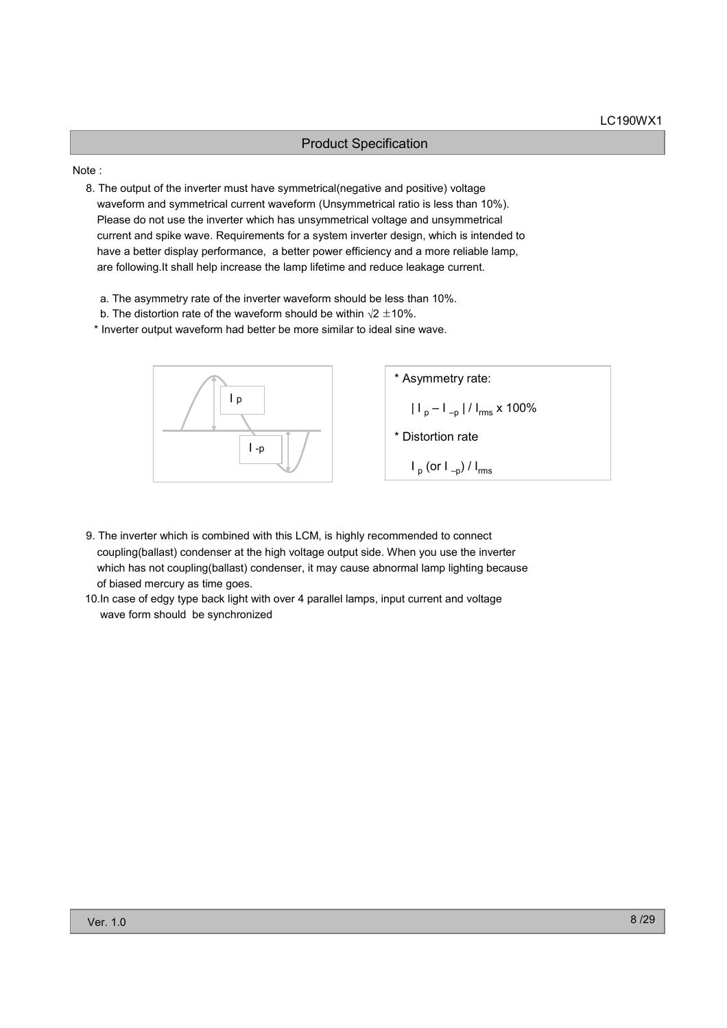Note :

8. The output of the inverter must have symmetrical(negative and positive) voltage waveform and symmetrical current waveform (Unsymmetrical ratio is less than 10%). Please do not use the inverter which has unsymmetrical voltage and unsymmetrical current and spike wave. Requirements for a system inverter design, which is intended to have a better display performance, a better power efficiency and a more reliable lamp, are following.It shall help increase the lamp lifetime and reduce leakage current.

   a. The asymmetry rate of the inverter waveform should be less than 10%.

   b. The distortion rate of the waveform should be within $\sqrt{2} \pm 10\%$.

   * Inverter output waveform had better be more similar to ideal sine wave.

$I_p$

$I_{-p}$

* Asymmetry rate:

  $| I_p - I_{-p} | / I_{rms} \times 100\%$

* Distortion rate

  $I_p$ (or $I_{-p}$) / $I_{rms}$

9. The inverter which is combined with this LCM, is highly recommended to connect coupling(ballast) condenser at the high voltage output side. When you use the inverter which has not coupling(ballast) condenser, it may cause abnormal lamp lighting because of biased mercury as time goes.

10. In case of edgy type back light with over 4 parallel lamps, input current and voltage wave form should be synchronized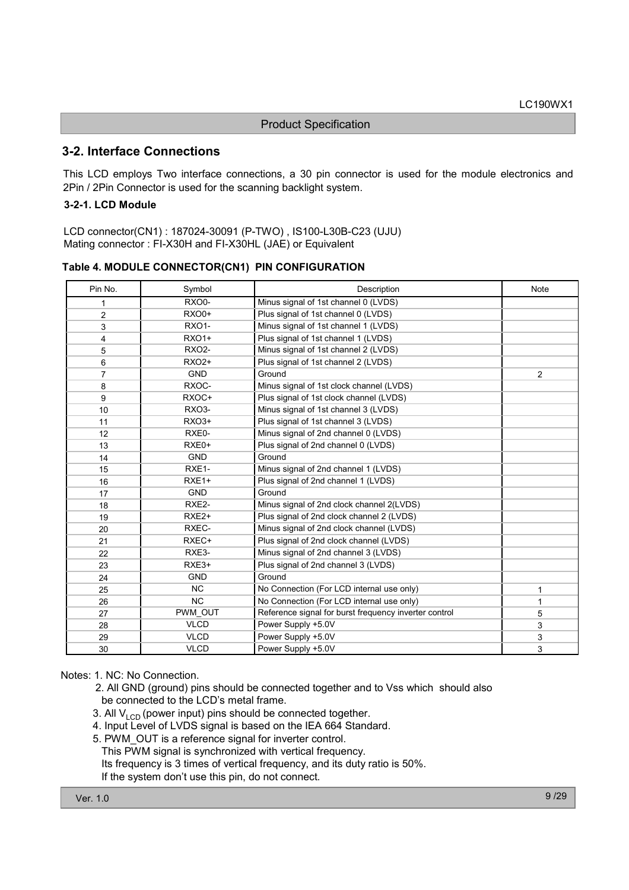## 3-2. Interface Connections

This LCD employs Two interface connections, a 30 pin connector is used for the module electronics and 2Pin / 2Pin Connector is used for the scanning backlight system.

### 3-2-1. LCD Module

LCD connector(CN1) : 187024-30091 (P-TWO) , IS100-L30B-C23 (UJU)
Mating connector : FI-X30H and FI-X30HL (JAE) or Equivalent

**Table 4. MODULE CONNECTOR(CN1) PIN CONFIGURATION**

| Pin No. | Symbol | Description | Note |
|---|---|---|---|
| 1 | RXO0- | Minus signal of 1st channel 0 (LVDS) | |
| 2 | RXO0+ | Plus signal of 1st channel 0 (LVDS) | |
| 3 | RXO1- | Minus signal of 1st channel 1 (LVDS) | |
| 4 | RXO1+ | Plus signal of 1st channel 1 (LVDS) | |
| 5 | RXO2- | Minus signal of 1st channel 2 (LVDS) | |
| 6 | RXO2+ | Plus signal of 1st channel 2 (LVDS) | |
| 7 | GND | Ground | 2 |
| 8 | RXOC- | Minus signal of 1st clock channel (LVDS) | |
| 9 | RXOC+ | Plus signal of 1st clock channel (LVDS) | |
| 10 | RXO3- | Minus signal of 1st channel 3 (LVDS) | |
| 11 | RXO3+ | Plus signal of 1st channel 3 (LVDS) | |
| 12 | RXE0- | Minus signal of 2nd channel 0 (LVDS) | |
| 13 | RXE0+ | Plus signal of 2nd channel 0 (LVDS) | |
| 14 | GND | Ground | |
| 15 | RXE1- | Minus signal of 2nd channel 1 (LVDS) | |
| 16 | RXE1+ | Plus signal of 2nd channel 1 (LVDS) | |
| 17 | GND | Ground | |
| 18 | RXE2- | Minus signal of 2nd clock channel 2(LVDS) | |
| 19 | RXE2+ | Plus signal of 2nd clock channel 2 (LVDS) | |
| 20 | RXEC- | Minus signal of 2nd clock channel (LVDS) | |
| 21 | RXEC+ | Plus signal of 2nd clock channel (LVDS) | |
| 22 | RXE3- | Minus signal of 2nd channel 3 (LVDS) | |
| 23 | RXE3+ | Plus signal of 2nd channel 3 (LVDS) | |
| 24 | GND | Ground | |
| 25 | NC | No Connection (For LCD internal use only) | 1 |
| 26 | NC | No Connection (For LCD internal use only) | 1 |
| 27 | PWM_OUT | Reference signal for burst frequency inverter control | 5 |
| 28 | VLCD | Power Supply +5.0V | 3 |
| 29 | VLCD | Power Supply +5.0V | 3 |
| 30 | VLCD | Power Supply +5.0V | 3 |

Notes: 1. NC: No Connection.

2. All GND (ground) pins should be connected together and to Vss which should also be connected to the LCD's metal frame.
3. All $V_{LCD}$ (power input) pins should be connected together.
4. Input Level of LVDS signal is based on the IEA 664 Standard.
5. PWM_OUT is a reference signal for inverter control.
   This PWM signal is synchronized with vertical frequency.
   Its frequency is 3 times of vertical frequency, and its duty ratio is 50%.
   If the system don't use this pin, do not connect.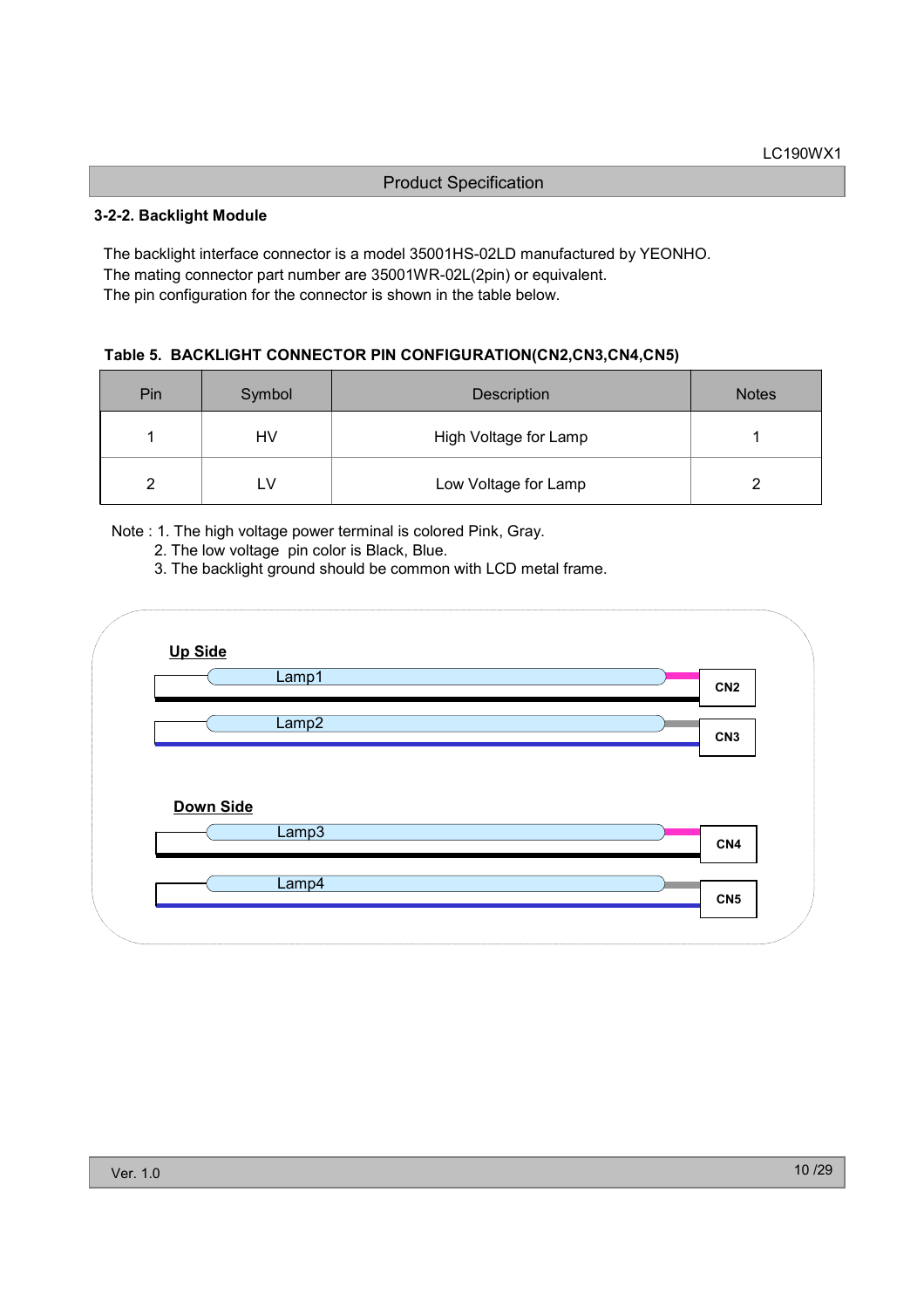### 3-2-2. Backlight Module

The backlight interface connector is a model 35001HS-02LD manufactured by YEONHO.
The mating connector part number are 35001WR-02L(2pin) or equivalent.
The pin configuration for the connector is shown in the table below.

**Table 5. BACKLIGHT CONNECTOR PIN CONFIGURATION(CN2,CN3,CN4,CN5)**

| Pin | Symbol | Description | Notes |
|---|---|---|---|
| 1 | HV | High Voltage for Lamp | 1 |
| 2 | LV | Low Voltage for Lamp | 2 |

Note : 1. The high voltage power terminal is colored Pink, Gray.
2. The low voltage pin color is Black, Blue.
3. The backlight ground should be common with LCD metal frame.

**Up Side**

Lamp1 — CN2

Lamp2 — CN3

**Down Side**

Lamp3 — CN4

Lamp4 — CN5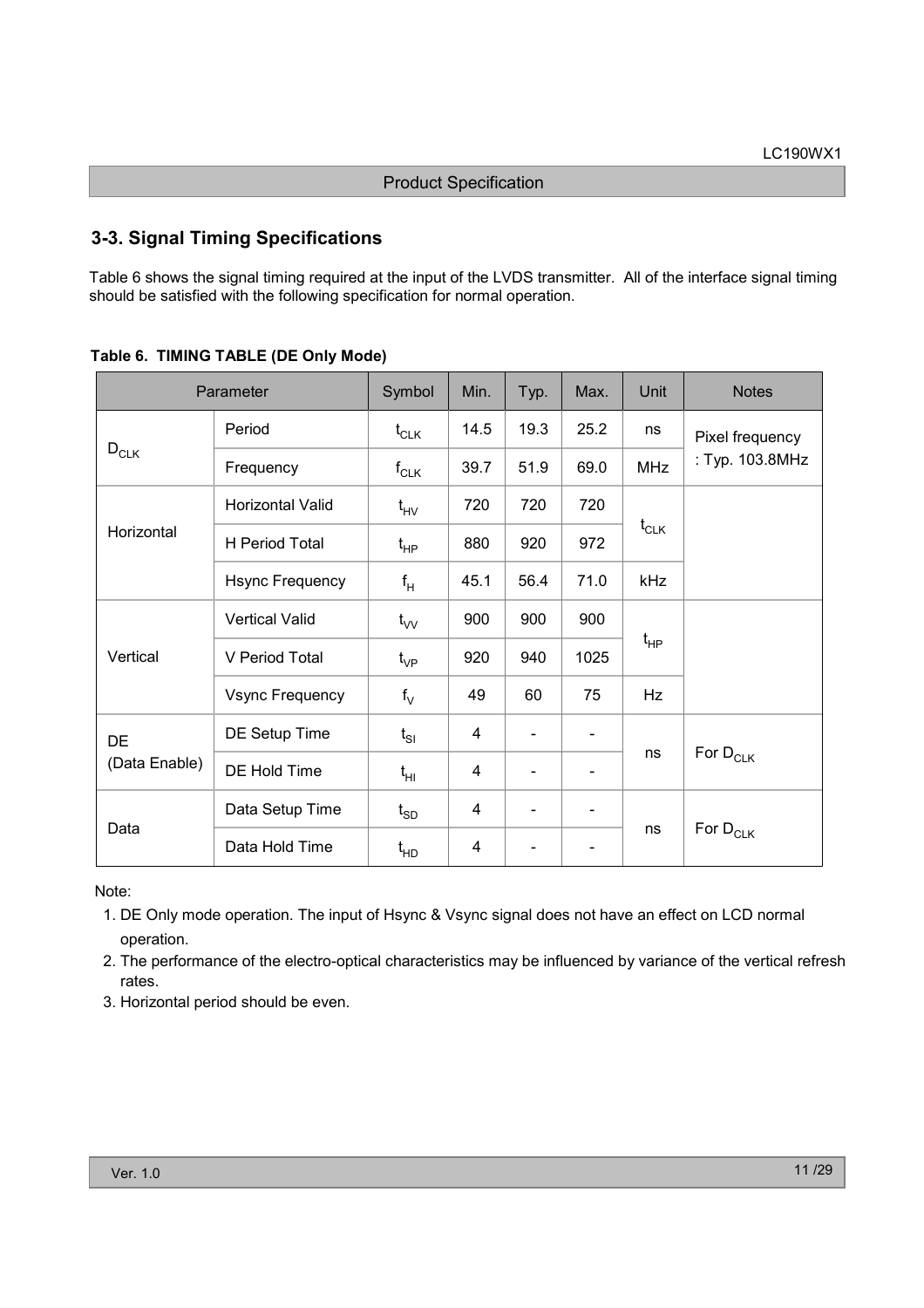## 3-3. Signal Timing Specifications

Table 6 shows the signal timing required at the input of the LVDS transmitter. All of the interface signal timing should be satisfied with the following specification for normal operation.

**Table 6. TIMING TABLE (DE Only Mode)**

| Parameter | | Symbol | Min. | Typ. | Max. | Unit | Notes |
|---|---|---|---|---|---|---|---|
| $D_{CLK}$ | Period | $t_{CLK}$ | 14.5 | 19.3 | 25.2 | ns | Pixel frequency : Typ. 103.8MHz |
| | Frequency | $f_{CLK}$ | 39.7 | 51.9 | 69.0 | MHz | |
| Horizontal | Horizontal Valid | $t_{HV}$ | 720 | 720 | 720 | $t_{CLK}$ | |
| | H Period Total | $t_{HP}$ | 880 | 920 | 972 | | |
| | Hsync Frequency | $f_H$ | 45.1 | 56.4 | 71.0 | kHz | |
| Vertical | Vertical Valid | $t_{VV}$ | 900 | 900 | 900 | $t_{HP}$ | |
| | V Period Total | $t_{VP}$ | 920 | 940 | 1025 | | |
| | Vsync Frequency | $f_V$ | 49 | 60 | 75 | Hz | |
| DE (Data Enable) | DE Setup Time | $t_{SI}$ | 4 | - | - | ns | For $D_{CLK}$ |
| | DE Hold Time | $t_{HI}$ | 4 | - | - | | |
| Data | Data Setup Time | $t_{SD}$ | 4 | - | - | ns | For $D_{CLK}$ |
| | Data Hold Time | $t_{HD}$ | 4 | - | - | | |

Note:

1. DE Only mode operation. The input of Hsync & Vsync signal does not have an effect on LCD normal operation.
2. The performance of the electro-optical characteristics may be influenced by variance of the vertical refresh rates.
3. Horizontal period should be even.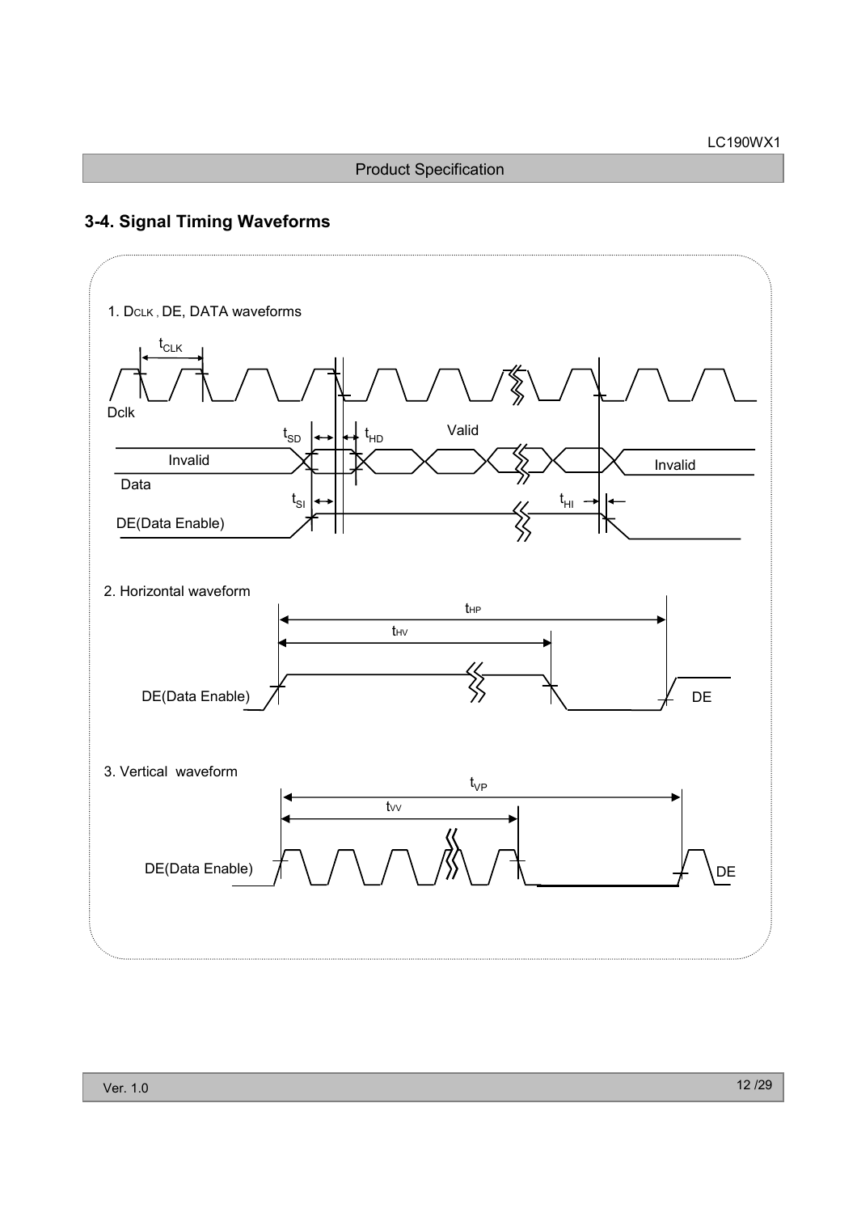## 3-4. Signal Timing Waveforms

1. $D_{CLK}$ , DE, DATA waveforms

$t_{CLK}$

Dclk

$t_{SD}$ $t_{HD}$ Valid

Invalid Invalid

Data

$t_{SI}$ $t_{HI}$

DE(Data Enable)

2. Horizontal waveform

$t_{HP}$

$t_{HV}$

DE(Data Enable) DE

3. Vertical waveform

$t_{VP}$

$t_{VV}$

DE(Data Enable) DE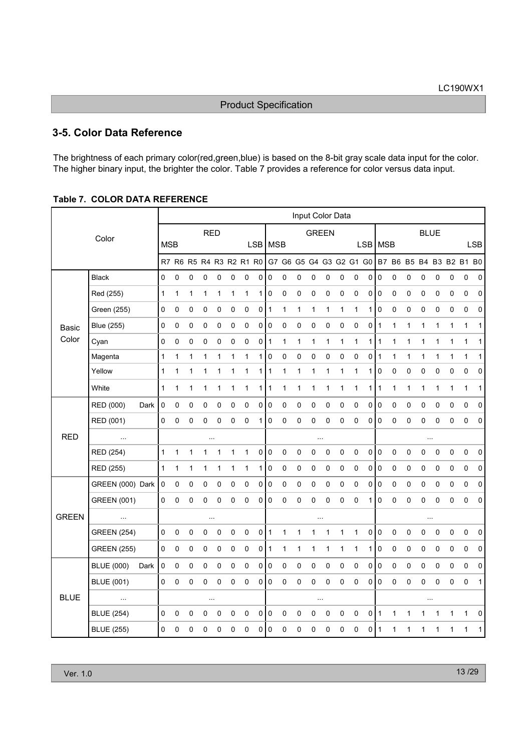## 3-5. Color Data Reference

The brightness of each primary color(red,green,blue) is based on the 8-bit gray scale data input for the color. The higher binary input, the brighter the color. Table 7 provides a reference for color versus data input.

**Table 7. COLOR DATA REFERENCE**

| Color | | Input Color Data | | | | | | | | | | | | | | | | | | | | | | | |
|---|---|---|---|---|---|---|---|---|---|---|---|---|---|---|---|---|---|---|---|---|---|---|---|---|---|
| | | RED | | | | | | | | GREEN | | | | | | | | BLUE | | | | | | | |
| | | MSB | | | | | | | LSB | MSB | | | | | | | LSB | MSB | | | | | | | LSB |
| | | R7 | R6 | R5 | R4 | R3 | R2 | R1 | R0 | G7 | G6 | G5 | G4 | G3 | G2 | G1 | G0 | B7 | B6 | B5 | B4 | B3 | B2 | B1 | B0 |
| Basic Color | Black | 0 | 0 | 0 | 0 | 0 | 0 | 0 | 0 | 0 | 0 | 0 | 0 | 0 | 0 | 0 | 0 | 0 | 0 | 0 | 0 | 0 | 0 | 0 | 0 |
| | Red (255) | 1 | 1 | 1 | 1 | 1 | 1 | 1 | 1 | 0 | 0 | 0 | 0 | 0 | 0 | 0 | 0 | 0 | 0 | 0 | 0 | 0 | 0 | 0 | 0 |
| | Green (255) | 0 | 0 | 0 | 0 | 0 | 0 | 0 | 0 | 1 | 1 | 1 | 1 | 1 | 1 | 1 | 1 | 0 | 0 | 0 | 0 | 0 | 0 | 0 | 0 |
| | Blue (255) | 0 | 0 | 0 | 0 | 0 | 0 | 0 | 0 | 0 | 0 | 0 | 0 | 0 | 0 | 0 | 0 | 1 | 1 | 1 | 1 | 1 | 1 | 1 | 1 |
| | Cyan | 0 | 0 | 0 | 0 | 0 | 0 | 0 | 0 | 1 | 1 | 1 | 1 | 1 | 1 | 1 | 1 | 1 | 1 | 1 | 1 | 1 | 1 | 1 | 1 |
| | Magenta | 1 | 1 | 1 | 1 | 1 | 1 | 1 | 1 | 0 | 0 | 0 | 0 | 0 | 0 | 0 | 0 | 1 | 1 | 1 | 1 | 1 | 1 | 1 | 1 |
| | Yellow | 1 | 1 | 1 | 1 | 1 | 1 | 1 | 1 | 1 | 1 | 1 | 1 | 1 | 1 | 1 | 1 | 0 | 0 | 0 | 0 | 0 | 0 | 0 | 0 |
| | White | 1 | 1 | 1 | 1 | 1 | 1 | 1 | 1 | 1 | 1 | 1 | 1 | 1 | 1 | 1 | 1 | 1 | 1 | 1 | 1 | 1 | 1 | 1 | 1 |
| RED | RED (000) Dark | 0 | 0 | 0 | 0 | 0 | 0 | 0 | 0 | 0 | 0 | 0 | 0 | 0 | 0 | 0 | 0 | 0 | 0 | 0 | 0 | 0 | 0 | 0 | 0 |
| | RED (001) | 0 | 0 | 0 | 0 | 0 | 0 | 0 | 1 | 0 | 0 | 0 | 0 | 0 | 0 | 0 | 0 | 0 | 0 | 0 | 0 | 0 | 0 | 0 | 0 |
| | ... | ... | | | | | | | | ... | | | | | | | | ... | | | | | | | |
| | RED (254) | 1 | 1 | 1 | 1 | 1 | 1 | 1 | 0 | 0 | 0 | 0 | 0 | 0 | 0 | 0 | 0 | 0 | 0 | 0 | 0 | 0 | 0 | 0 | 0 |
| | RED (255) | 1 | 1 | 1 | 1 | 1 | 1 | 1 | 1 | 0 | 0 | 0 | 0 | 0 | 0 | 0 | 0 | 0 | 0 | 0 | 0 | 0 | 0 | 0 | 0 |
| GREEN | GREEN (000) Dark | 0 | 0 | 0 | 0 | 0 | 0 | 0 | 0 | 0 | 0 | 0 | 0 | 0 | 0 | 0 | 0 | 0 | 0 | 0 | 0 | 0 | 0 | 0 | 0 |
| | GREEN (001) | 0 | 0 | 0 | 0 | 0 | 0 | 0 | 0 | 0 | 0 | 0 | 0 | 0 | 0 | 0 | 1 | 0 | 0 | 0 | 0 | 0 | 0 | 0 | 0 |
| | ... | ... | | | | | | | | ... | | | | | | | | ... | | | | | | | |
| | GREEN (254) | 0 | 0 | 0 | 0 | 0 | 0 | 0 | 0 | 1 | 1 | 1 | 1 | 1 | 1 | 1 | 0 | 0 | 0 | 0 | 0 | 0 | 0 | 0 | 0 |
| | GREEN (255) | 0 | 0 | 0 | 0 | 0 | 0 | 0 | 0 | 1 | 1 | 1 | 1 | 1 | 1 | 1 | 1 | 0 | 0 | 0 | 0 | 0 | 0 | 0 | 0 |
| BLUE | BLUE (000) Dark | 0 | 0 | 0 | 0 | 0 | 0 | 0 | 0 | 0 | 0 | 0 | 0 | 0 | 0 | 0 | 0 | 0 | 0 | 0 | 0 | 0 | 0 | 0 | 0 |
| | BLUE (001) | 0 | 0 | 0 | 0 | 0 | 0 | 0 | 0 | 0 | 0 | 0 | 0 | 0 | 0 | 0 | 0 | 0 | 0 | 0 | 0 | 0 | 0 | 0 | 1 |
| | ... | ... | | | | | | | | ... | | | | | | | | ... | | | | | | | |
| | BLUE (254) | 0 | 0 | 0 | 0 | 0 | 0 | 0 | 0 | 0 | 0 | 0 | 0 | 0 | 0 | 0 | 0 | 1 | 1 | 1 | 1 | 1 | 1 | 1 | 0 |
| | BLUE (255) | 0 | 0 | 0 | 0 | 0 | 0 | 0 | 0 | 0 | 0 | 0 | 0 | 0 | 0 | 0 | 0 | 1 | 1 | 1 | 1 | 1 | 1 | 1 | 1 |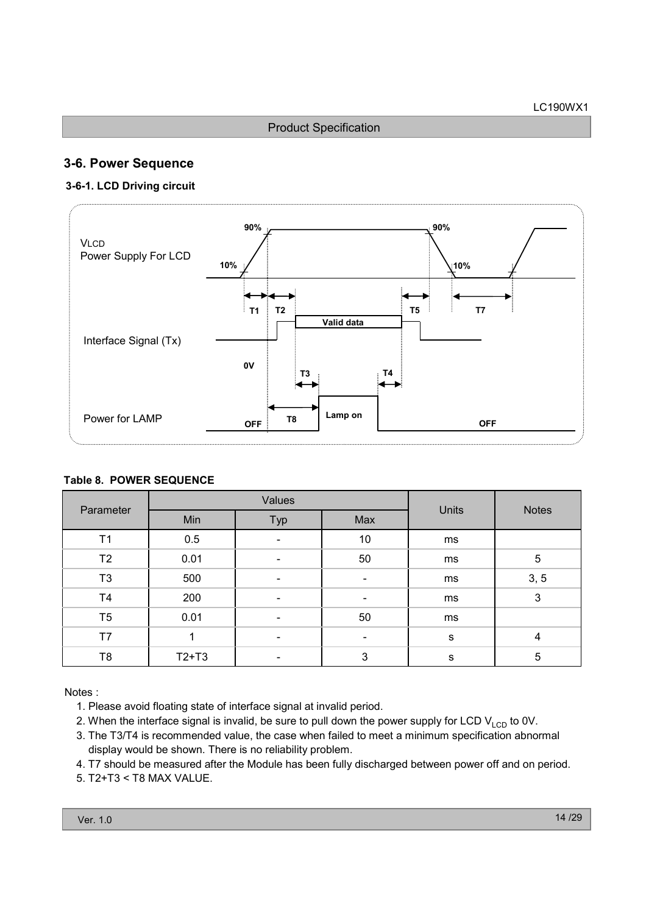## 3-6. Power Sequence

### 3-6-1. LCD Driving circuit

VLCD
Power Supply For LCD

90% 90%
10% 10%

T1 T2 T5 T7

Valid data

Interface Signal (Tx)

0V

T3 T4

Power for LAMP

OFF T8 Lamp on OFF

**Table 8. POWER SEQUENCE**

| Parameter | Values | | | Units | Notes |
|---|---|---|---|---|---|
| | Min | Typ | Max | | |
| T1 | 0.5 | - | 10 | ms | |
| T2 | 0.01 | - | 50 | ms | 5 |
| T3 | 500 | - | - | ms | 3, 5 |
| T4 | 200 | - | - | ms | 3 |
| T5 | 0.01 | - | 50 | ms | |
| T7 | 1 | - | - | s | 4 |
| T8 | T2+T3 | - | 3 | s | 5 |

Notes :

1. Please avoid floating state of interface signal at invalid period.
2. When the interface signal is invalid, be sure to pull down the power supply for LCD $V_{LCD}$ to 0V.
3. The T3/T4 is recommended value, the case when failed to meet a minimum specification abnormal display would be shown. There is no reliability problem.
4. T7 should be measured after the Module has been fully discharged between power off and on period.
5. T2+T3 < T8 MAX VALUE.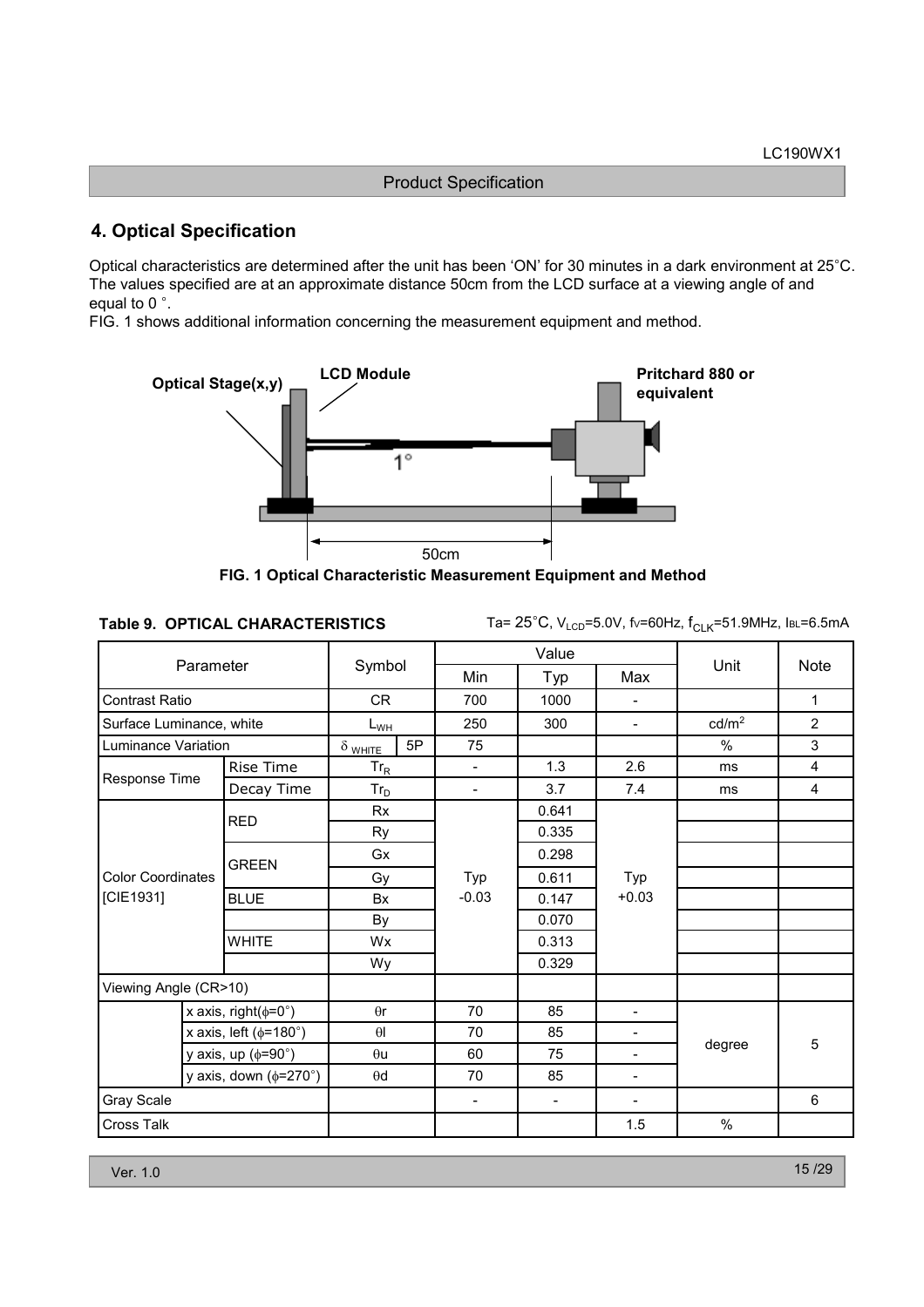## 4. Optical Specification

Optical characteristics are determined after the unit has been 'ON' for 30 minutes in a dark environment at 25˚C. The values specified are at an approximate distance 50cm from the LCD surface at a viewing angle of and equal to 0 ˚.
FIG. 1 shows additional information concerning the measurement equipment and method.

Optical Stage(x,y) LCD Module Pritchard 880 or equivalent 1° 50cm

**FIG. 1 Optical Characteristic Measurement Equipment and Method**

**Table 9. OPTICAL CHARACTERISTICS**

Ta= 25˚C, $V_{LCD}$=5.0V, fv=60Hz, $f_{CLK}$=51.9MHz, $I_{BL}$=6.5mA

| Parameter | | Symbol | | Value | | | Unit | Note |
|---|---|---|---|---|---|---|---|---|
| | | | | Min | Typ | Max | | |
| Contrast Ratio | | CR | | 700 | 1000 | - | | 1 |
| Surface Luminance, white | | $L_{WH}$ | | 250 | 300 | - | cd/m$^2$ | 2 |
| Luminance Variation | | $\delta_{WHITE}$ | 5P | 75 | | | % | 3 |
| Response Time | Rise Time | $Tr_R$ | | - | 1.3 | 2.6 | ms | 4 |
| | Decay Time | $Tr_D$ | | - | 3.7 | 7.4 | ms | 4 |
| Color Coordinates [CIE1931] | RED | Rx | | Typ -0.03 | 0.641 | Typ +0.03 | | |
| | | Ry | | | 0.335 | | | |
| | GREEN | Gx | | | 0.298 | | | |
| | | Gy | | | 0.611 | | | |
| | BLUE | Bx | | | 0.147 | | | |
| | | By | | | 0.070 | | | |
| | WHITE | Wx | | | 0.313 | | | |
| | | Wy | | | 0.329 | | | |
| Viewing Angle (CR>10) | | | | | | | | |
| | x axis, right(φ=0˚) | θr | | 70 | 85 | - | degree | 5 |
| | x axis, left (φ=180˚) | θl | | 70 | 85 | - | | |
| | y axis, up (φ=90˚) | θu | | 60 | 75 | - | | |
| | y axis, down (φ=270˚) | θd | | 70 | 85 | - | | |
| Gray Scale | | | | - | - | - | | 6 |
| Cross Talk | | | | | | 1.5 | % | |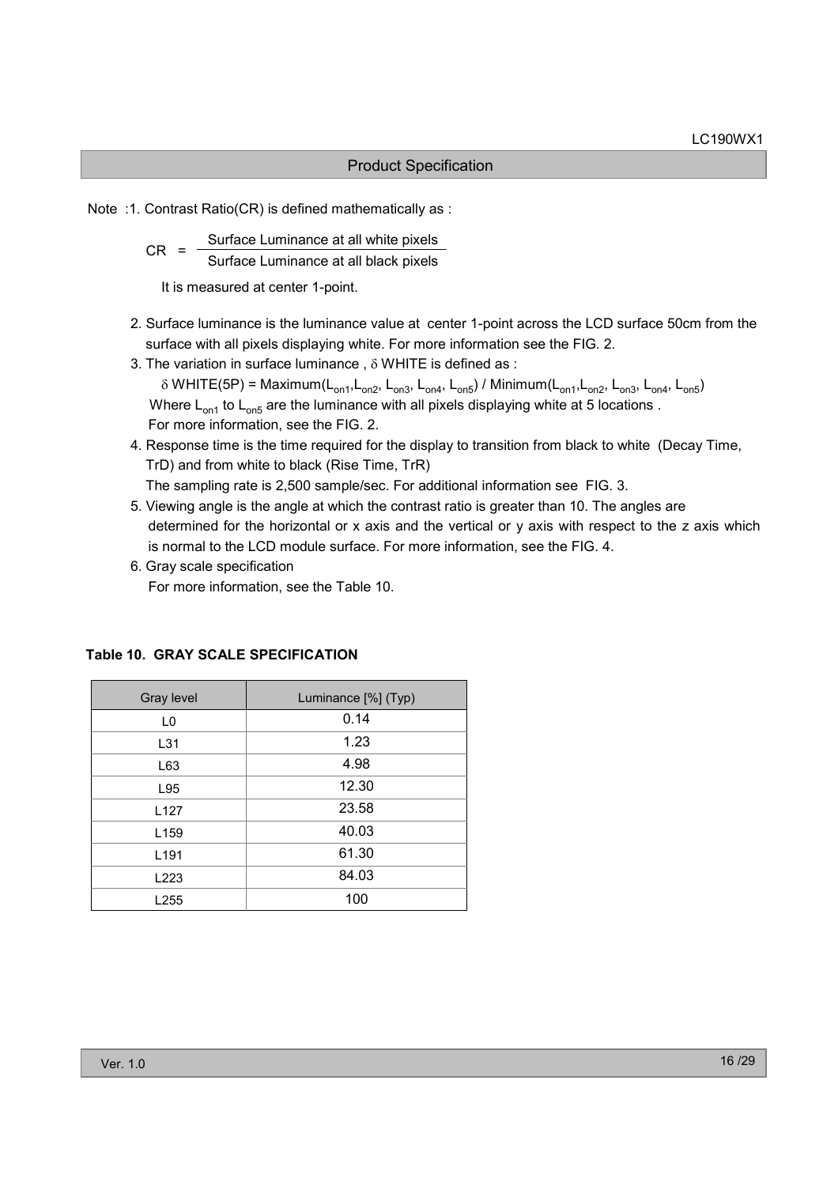Note :1. Contrast Ratio(CR) is defined mathematically as :

$$CR = \frac{\text{Surface Luminance at all white pixels}}{\text{Surface Luminance at all black pixels}}$$

It is measured at center 1-point.

2. Surface luminance is the luminance value at center 1-point across the LCD surface 50cm from the surface with all pixels displaying white. For more information see the FIG. 2.
3. The variation in surface luminance , $\delta$ WHITE is defined as :

   $\delta$ WHITE(5P) = Maximum($L_{on1}$,$L_{on2}$, $L_{on3}$, $L_{on4}$, $L_{on5}$) / Minimum($L_{on1}$,$L_{on2}$, $L_{on3}$, $L_{on4}$, $L_{on5}$)

   Where $L_{on1}$ to $L_{on5}$ are the luminance with all pixels displaying white at 5 locations .
   For more information, see the FIG. 2.
4. Response time is the time required for the display to transition from black to white (Decay Time, TrD) and from white to black (Rise Time, TrR)
   The sampling rate is 2,500 sample/sec. For additional information see FIG. 3.
5. Viewing angle is the angle at which the contrast ratio is greater than 10. The angles are determined for the horizontal or x axis and the vertical or y axis with respect to the z axis which is normal to the LCD module surface. For more information, see the FIG. 4.
6. Gray scale specification
   For more information, see the Table 10.

**Table 10. GRAY SCALE SPECIFICATION**

| Gray level | Luminance [%] (Typ) |
|---|---|
| L0 | 0.14 |
| L31 | 1.23 |
| L63 | 4.98 |
| L95 | 12.30 |
| L127 | 23.58 |
| L159 | 40.03 |
| L191 | 61.30 |
| L223 | 84.03 |
| L255 | 100 |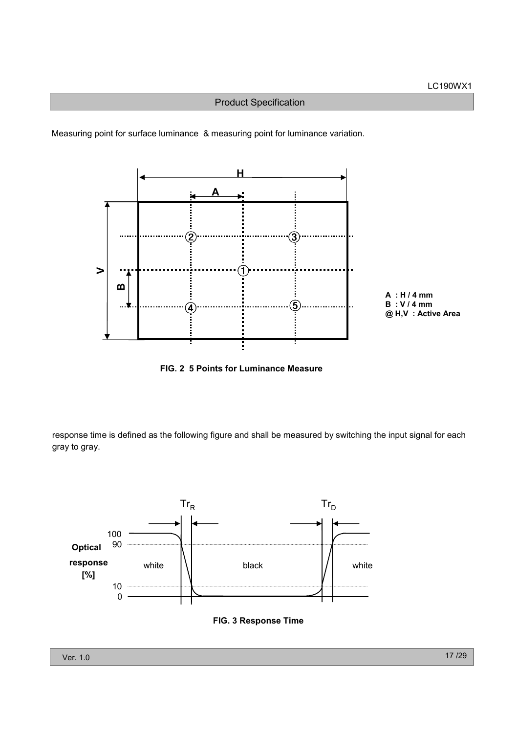Measuring point for surface luminance & measuring point for luminance variation.

A : H / 4 mm
B : V / 4 mm
@ H,V : Active Area

**FIG. 2 5 Points for Luminance Measure**

response time is defined as the following figure and shall be measured by switching the input signal for each gray to gray.

**FIG. 3 Response Time**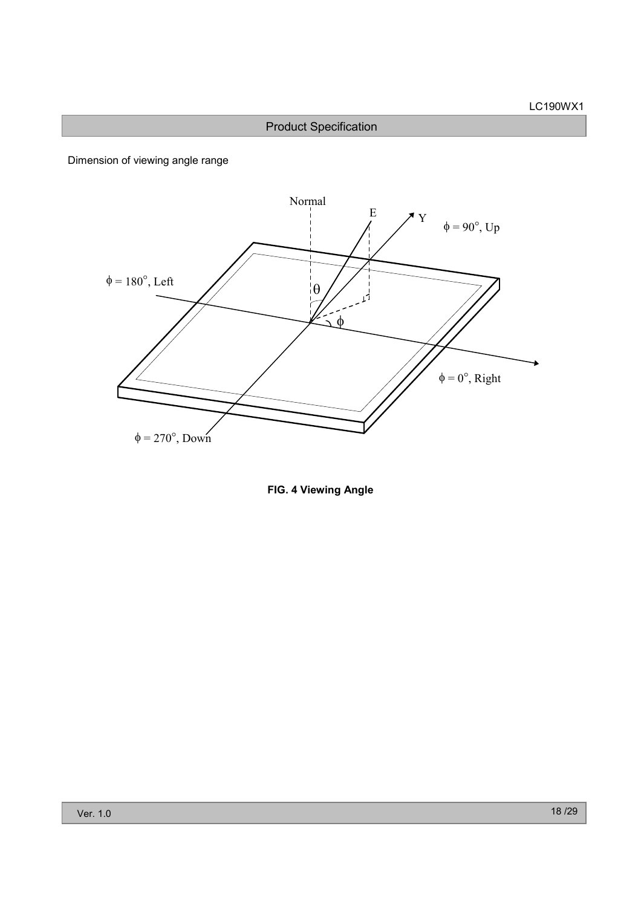Dimension of viewing angle range

**FIG. 4 Viewing Angle**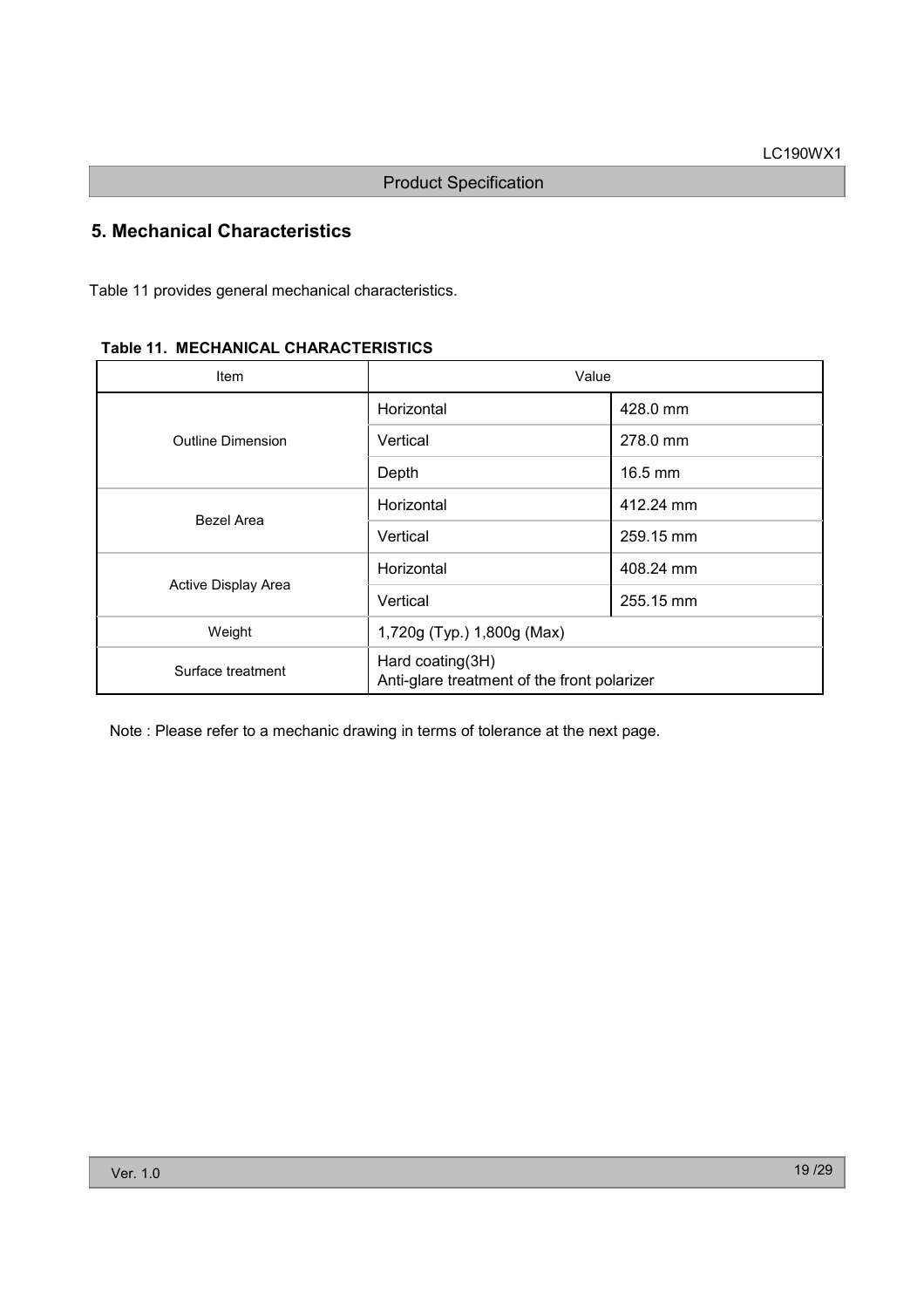## 5. Mechanical Characteristics

Table 11 provides general mechanical characteristics.

**Table 11. MECHANICAL CHARACTERISTICS**

| Item | Value | |
|---|---|---|
| Outline Dimension | Horizontal | 428.0 mm |
| | Vertical | 278.0 mm |
| | Depth | 16.5 mm |
| Bezel Area | Horizontal | 412.24 mm |
| | Vertical | 259.15 mm |
| Active Display Area | Horizontal | 408.24 mm |
| | Vertical | 255.15 mm |
| Weight | 1,720g (Typ.) 1,800g (Max) | |
| Surface treatment | Hard coating(3H)<br>Anti-glare treatment of the front polarizer | |

Note : Please refer to a mechanic drawing in terms of tolerance at the next page.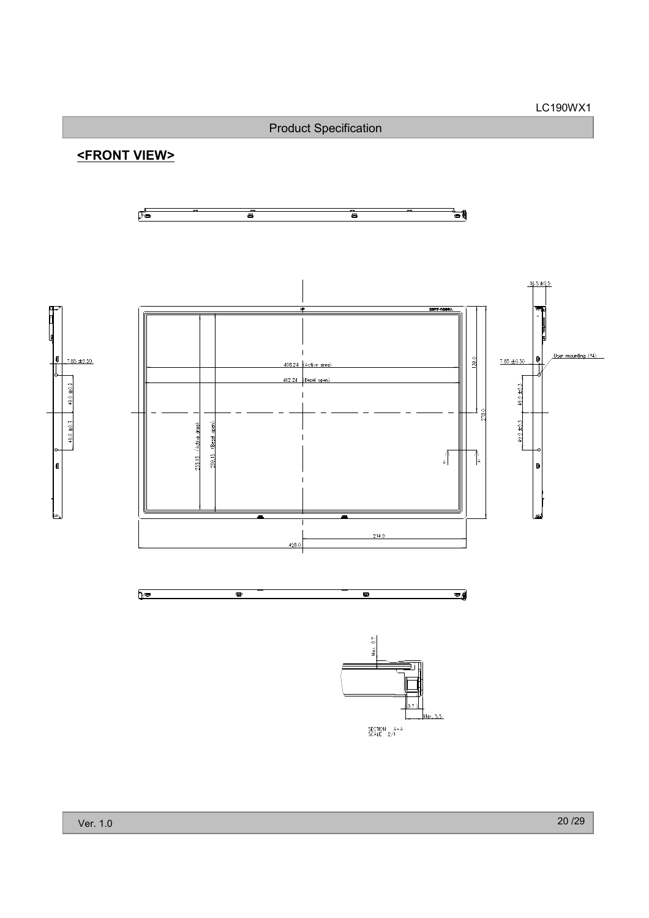## <FRONT VIEW>

7.85 ±0.30

49.0 ±0.3

49.0 ±0.3

406.24 (Active area)

412.24 (Bezel open)

253.15 (Active area)

259.15 (Bezel open)

138.0

278.0

214.0

428.0

16.5 ±0.5

7.85 ±0.30

User mounting (4)

49.0 ±0.3

49.0 ±0.3

A

A

Max. 0.7

3.7

Max. 5.5

SECTION A-A
SCALE 2/1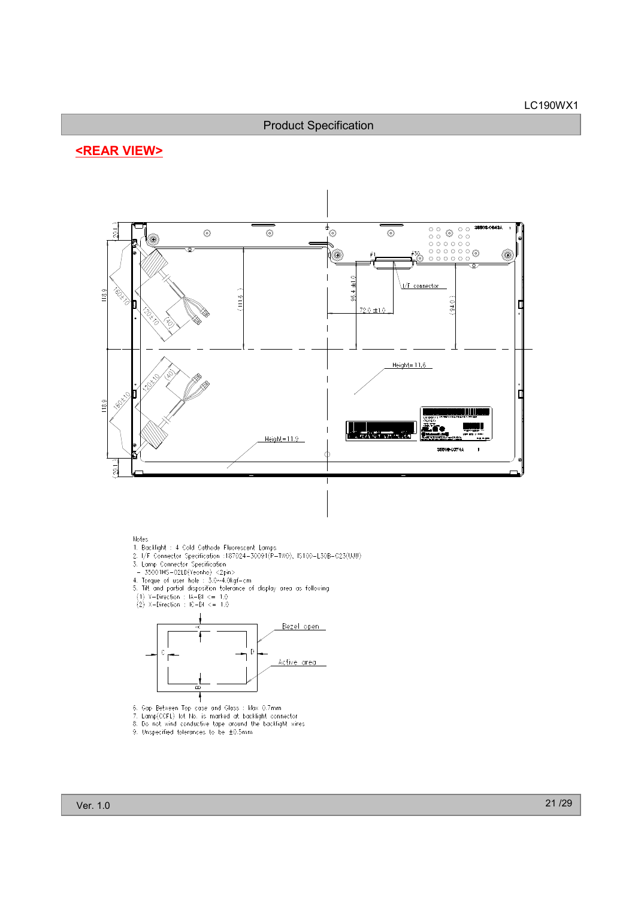Product Specification

## <REAR VIEW>

Notes
1. Backlight : 4 Cold Cathode Fluorescent Lamps
2. I/F Connector Specification :187024-30091(P-TWO), IS100-L30B-C23(UJU)
3. Lamp Connector Specification
   - 35001HS-02LD(Yeonho) <2pin>
4. Torque of user hole : 3.0~4.0kgf-cm
5. Tilt and partial disposition tolerance of display area as following
   (1) Y-Direction : lA-Bl <= 1.0
   (2) X-Direction : lC-Dl <= 1.0

Bezel open

Active area

6. Gap Between Top case and Glass : Max 0.7mm
7. Lamp(CCFL) lot No. is marked at backlight connector
8. Do not wind conductive tape around the backlight wires
9. Unspecified tolerances to be ±0.5mm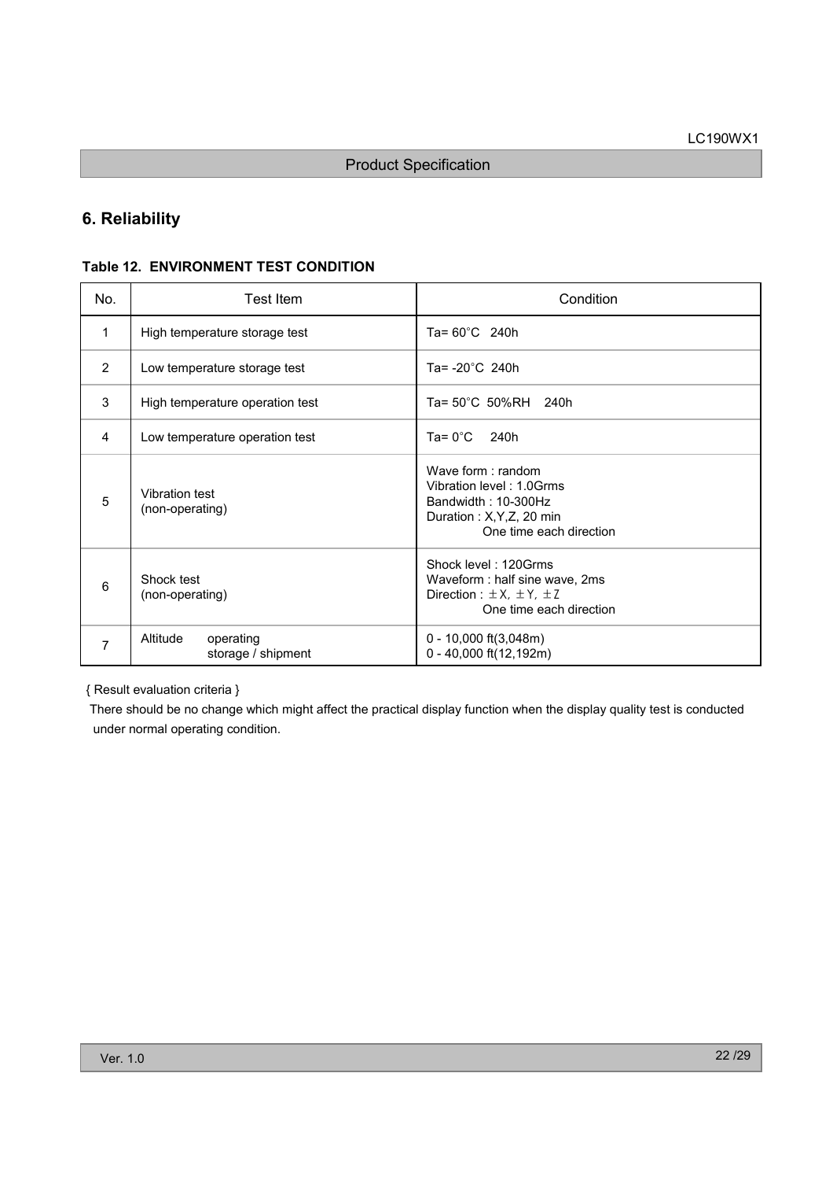## 6. Reliability

**Table 12. ENVIRONMENT TEST CONDITION**

| No. | Test Item | Condition |
|---|---|---|
| 1 | High temperature storage test | Ta= 60°C 240h |
| 2 | Low temperature storage test | Ta= -20°C 240h |
| 3 | High temperature operation test | Ta= 50°C 50%RH 240h |
| 4 | Low temperature operation test | Ta= 0°C 240h |
| 5 | Vibration test (non-operating) | Wave form : random<br>Vibration level : 1.0Grms<br>Bandwidth : 10-300Hz<br>Duration : X,Y,Z, 20 min<br>One time each direction |
| 6 | Shock test (non-operating) | Shock level : 120Grms<br>Waveform : half sine wave, 2ms<br>Direction : ±X, ±Y, ±Z<br>One time each direction |
| 7 | Altitude operating<br>storage / shipment | 0 - 10,000 ft(3,048m)<br>0 - 40,000 ft(12,192m) |

{ Result evaluation criteria }

There should be no change which might affect the practical display function when the display quality test is conducted under normal operating condition.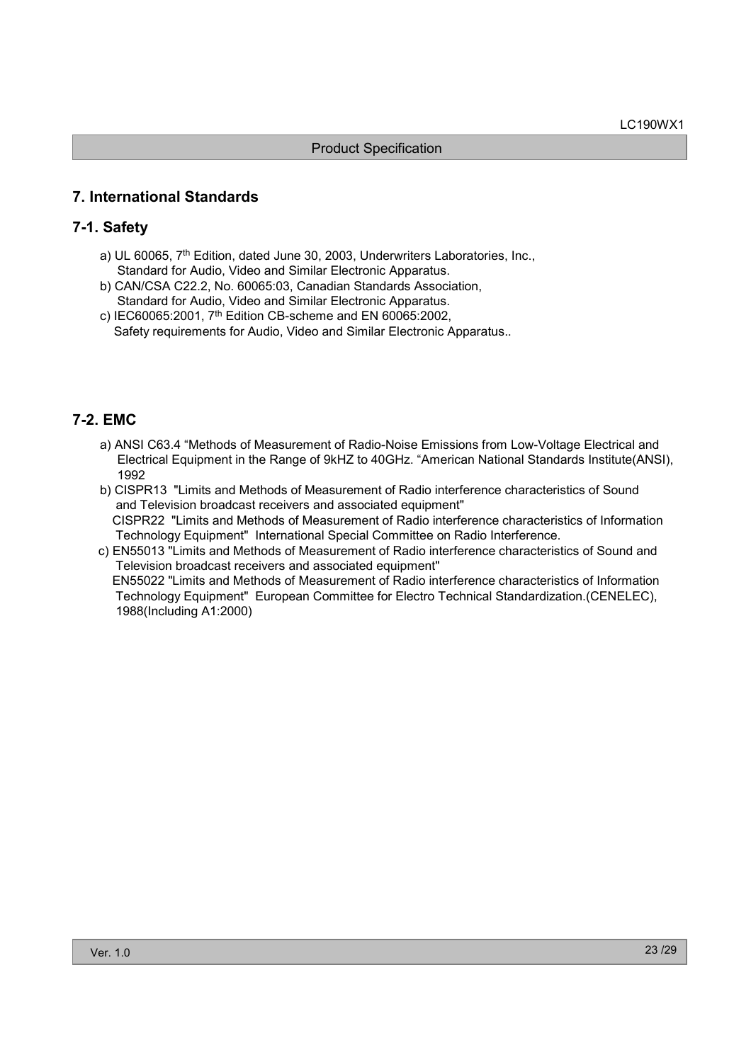## 7. International Standards

### 7-1. Safety

a) UL 60065, 7th Edition, dated June 30, 2003, Underwriters Laboratories, Inc., Standard for Audio, Video and Similar Electronic Apparatus.

b) CAN/CSA C22.2, No. 60065:03, Canadian Standards Association, Standard for Audio, Video and Similar Electronic Apparatus.

c) IEC60065:2001, 7th Edition CB-scheme and EN 60065:2002, Safety requirements for Audio, Video and Similar Electronic Apparatus..

### 7-2. EMC

a) ANSI C63.4 "Methods of Measurement of Radio-Noise Emissions from Low-Voltage Electrical and Electrical Equipment in the Range of 9kHZ to 40GHz. "American National Standards Institute(ANSI), 1992

b) CISPR13 "Limits and Methods of Measurement of Radio interference characteristics of Sound and Television broadcast receivers and associated equipment"
CISPR22 "Limits and Methods of Measurement of Radio interference characteristics of Information Technology Equipment" International Special Committee on Radio Interference.

c) EN55013 "Limits and Methods of Measurement of Radio interference characteristics of Sound and Television broadcast receivers and associated equipment"
EN55022 "Limits and Methods of Measurement of Radio interference characteristics of Information Technology Equipment" European Committee for Electro Technical Standardization.(CENELEC), 1988(Including A1:2000)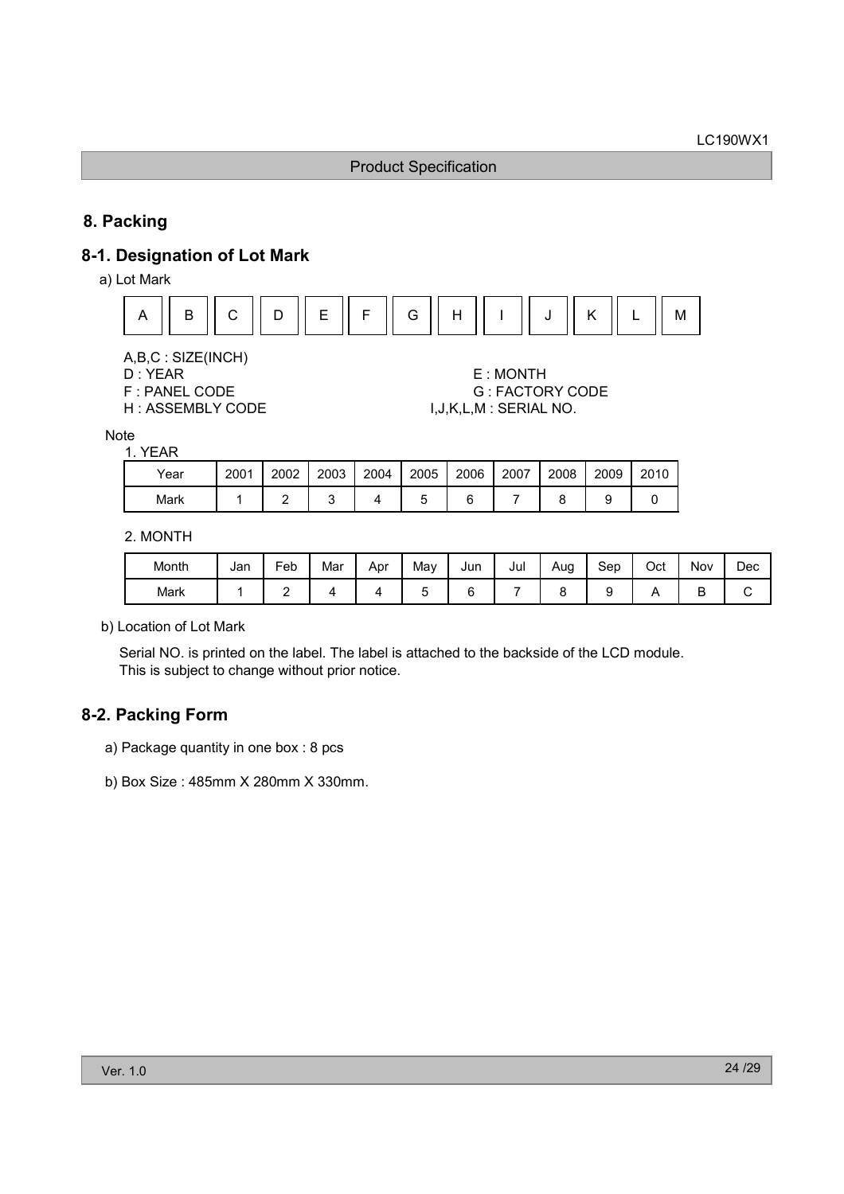# 8. Packing

## 8-1. Designation of Lot Mark

a) Lot Mark

| A | B | C | D | E | F | G | H | I | J | K | L | M |
|---|---|---|---|---|---|---|---|---|---|---|---|---|

A,B,C : SIZE(INCH)
D : YEAR
E : MONTH
F : PANEL CODE
G : FACTORY CODE
H : ASSEMBLY CODE
I,J,K,L,M : SERIAL NO.

Note

1. YEAR

| Year | 2001 | 2002 | 2003 | 2004 | 2005 | 2006 | 2007 | 2008 | 2009 | 2010 |
|---|---|---|---|---|---|---|---|---|---|---|
| Mark | 1 | 2 | 3 | 4 | 5 | 6 | 7 | 8 | 9 | 0 |

2. MONTH

| Month | Jan | Feb | Mar | Apr | May | Jun | Jul | Aug | Sep | Oct | Nov | Dec |
|---|---|---|---|---|---|---|---|---|---|---|---|---|
| Mark | 1 | 2 | 4 | 4 | 5 | 6 | 7 | 8 | 9 | A | B | C |

b) Location of Lot Mark

Serial NO. is printed on the label. The label is attached to the backside of the LCD module.
This is subject to change without prior notice.

## 8-2. Packing Form

a) Package quantity in one box : 8 pcs

b) Box Size : 485mm X 280mm X 330mm.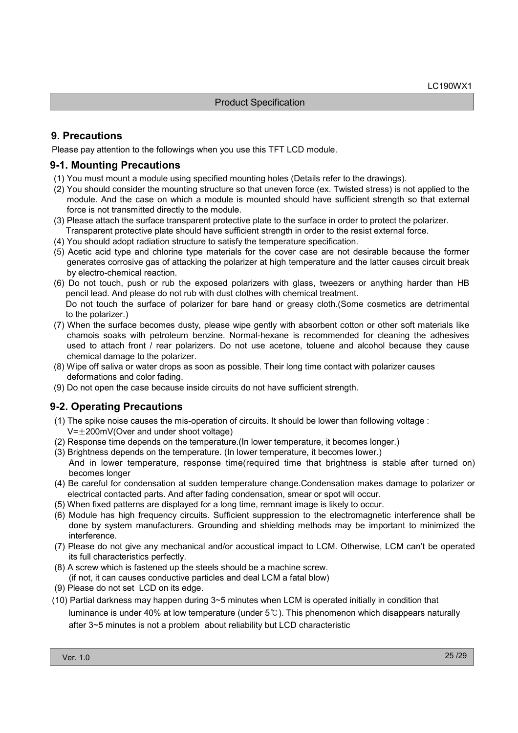## 9. Precautions

Please pay attention to the followings when you use this TFT LCD module.

### 9-1. Mounting Precautions

(1) You must mount a module using specified mounting holes (Details refer to the drawings).

(2) You should consider the mounting structure so that uneven force (ex. Twisted stress) is not applied to the module. And the case on which a module is mounted should have sufficient strength so that external force is not transmitted directly to the module.

(3) Please attach the surface transparent protective plate to the surface in order to protect the polarizer. Transparent protective plate should have sufficient strength in order to the resist external force.

(4) You should adopt radiation structure to satisfy the temperature specification.

(5) Acetic acid type and chlorine type materials for the cover case are not desirable because the former generates corrosive gas of attacking the polarizer at high temperature and the latter causes circuit break by electro-chemical reaction.

(6) Do not touch, push or rub the exposed polarizers with glass, tweezers or anything harder than HB pencil lead. And please do not rub with dust clothes with chemical treatment.
Do not touch the surface of polarizer for bare hand or greasy cloth.(Some cosmetics are detrimental to the polarizer.)

(7) When the surface becomes dusty, please wipe gently with absorbent cotton or other soft materials like chamois soaks with petroleum benzine. Normal-hexane is recommended for cleaning the adhesives used to attach front / rear polarizers. Do not use acetone, toluene and alcohol because they cause chemical damage to the polarizer.

(8) Wipe off saliva or water drops as soon as possible. Their long time contact with polarizer causes deformations and color fading.

(9) Do not open the case because inside circuits do not have sufficient strength.

### 9-2. Operating Precautions

(1) The spike noise causes the mis-operation of circuits. It should be lower than following voltage :
V=±200mV(Over and under shoot voltage)

(2) Response time depends on the temperature.(In lower temperature, it becomes longer.)

(3) Brightness depends on the temperature. (In lower temperature, it becomes lower.)
And in lower temperature, response time(required time that brightness is stable after turned on) becomes longer

(4) Be careful for condensation at sudden temperature change.Condensation makes damage to polarizer or electrical contacted parts. And after fading condensation, smear or spot will occur.

(5) When fixed patterns are displayed for a long time, remnant image is likely to occur.

(6) Module has high frequency circuits. Sufficient suppression to the electromagnetic interference shall be done by system manufacturers. Grounding and shielding methods may be important to minimized the interference.

(7) Please do not give any mechanical and/or acoustical impact to LCM. Otherwise, LCM can't be operated its full characteristics perfectly.

(8) A screw which is fastened up the steels should be a machine screw.
(if not, it can causes conductive particles and deal LCM a fatal blow)

(9) Please do not set LCD on its edge.

(10) Partial darkness may happen during 3~5 minutes when LCM is operated initially in condition that luminance is under 40% at low temperature (under 5℃). This phenomenon which disappears naturally after 3~5 minutes is not a problem about reliability but LCD characteristic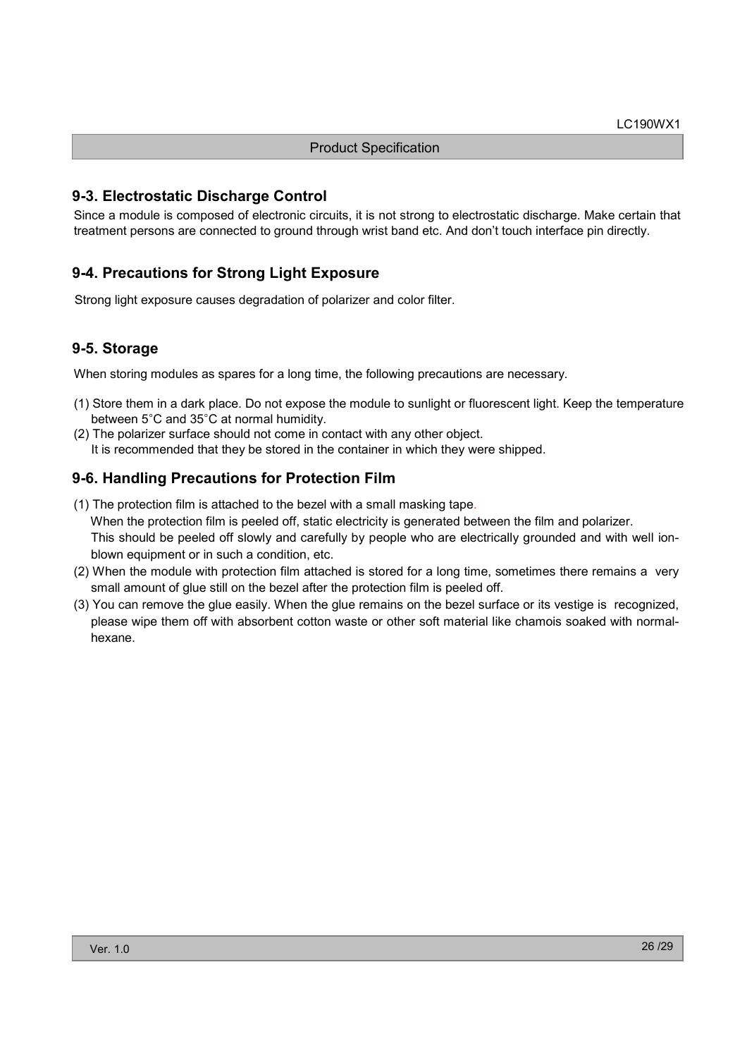## 9-3. Electrostatic Discharge Control

Since a module is composed of electronic circuits, it is not strong to electrostatic discharge. Make certain that treatment persons are connected to ground through wrist band etc. And don't touch interface pin directly.

## 9-4. Precautions for Strong Light Exposure

Strong light exposure causes degradation of polarizer and color filter.

## 9-5. Storage

When storing modules as spares for a long time, the following precautions are necessary.

(1) Store them in a dark place. Do not expose the module to sunlight or fluorescent light. Keep the temperature between 5˚C and 35˚C at normal humidity.

(2) The polarizer surface should not come in contact with any other object.
It is recommended that they be stored in the container in which they were shipped.

## 9-6. Handling Precautions for Protection Film

(1) The protection film is attached to the bezel with a small masking tape.
When the protection film is peeled off, static electricity is generated between the film and polarizer.
This should be peeled off slowly and carefully by people who are electrically grounded and with well ion-blown equipment or in such a condition, etc.

(2) When the module with protection film attached is stored for a long time, sometimes there remains a very small amount of glue still on the bezel after the protection film is peeled off.

(3) You can remove the glue easily. When the glue remains on the bezel surface or its vestige is recognized, please wipe them off with absorbent cotton waste or other soft material like chamois soaked with normal-hexane.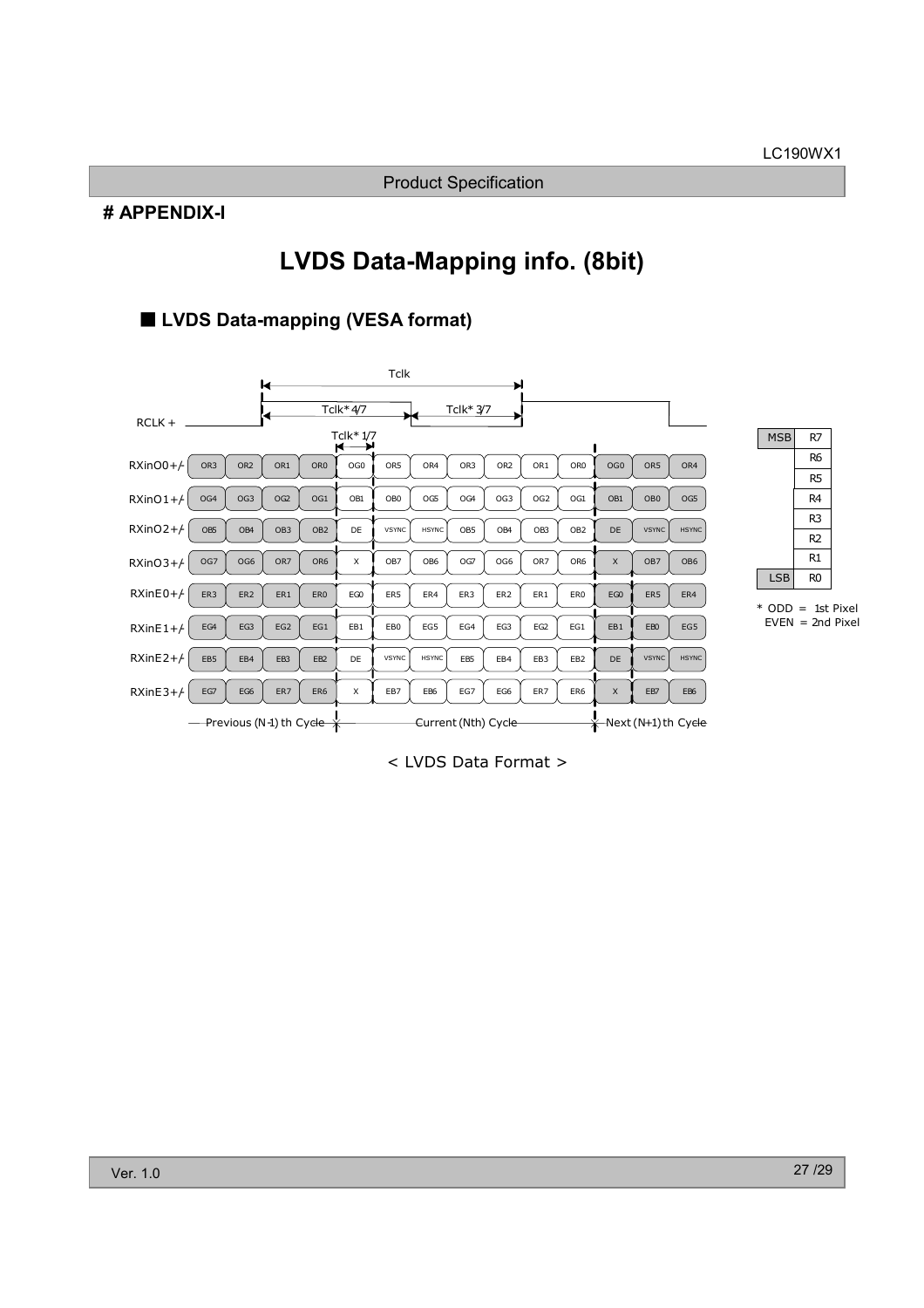# APPENDIX-I

# LVDS Data-Mapping info. (8bit)

## ■ LVDS Data-mapping (VESA format)

Tclk

Tclk* 4/7 | Tclk* 3/7

Tclk* 1/7

RCLK +

| Signal | Previous (N-1) th Cycle | | | | Current (Nth) Cycle | | | | | | | Next (N+1) th Cycle | | |
|---|---|---|---|---|---|---|---|---|---|---|---|---|---|---|
| RXinO0+/- | OR3 | OR2 | OR1 | OR0 | OG0 | OR5 | OR4 | OR3 | OR2 | OR1 | OR0 | OG0 | OR5 | OR4 |
| RXinO1+/- | OG4 | OG3 | OG2 | OG1 | OB1 | OB0 | OG5 | OG4 | OG3 | OG2 | OG1 | OB1 | OB0 | OG5 |
| RXinO2+/- | OB5 | OB4 | OB3 | OB2 | DE | VSYNC | HSYNC | OB5 | OB4 | OB3 | OB2 | DE | VSYNC | HSYNC |
| RXinO3+/- | OG7 | OG6 | OR7 | OR6 | X | OB7 | OB6 | OG7 | OG6 | OR7 | OR6 | X | OB7 | OB6 |
| RXinE0+/- | ER3 | ER2 | ER1 | ER0 | EG0 | ER5 | ER4 | ER3 | ER2 | ER1 | ER0 | EG0 | ER5 | ER4 |
| RXinE1+/- | EG4 | EG3 | EG2 | EG1 | EB1 | EB0 | EG5 | EG4 | EG3 | EG2 | EG1 | EB1 | EB0 | EG5 |
| RXinE2+/- | EB5 | EB4 | EB3 | EB2 | DE | VSYNC | HSYNC | EB5 | EB4 | EB3 | EB2 | DE | VSYNC | HSYNC |
| RXinE3+/- | EG7 | EG6 | ER7 | ER6 | X | EB7 | EB6 | EG7 | EG6 | ER7 | ER6 | X | EB7 | EB6 |

| | |
|---|---|
| MSB | R7 |
| | R6 |
| | R5 |
| | R4 |
| | R3 |
| | R2 |
| | R1 |
| LSB | R0 |

* ODD = 1st Pixel
  EVEN = 2nd Pixel

< LVDS Data Format >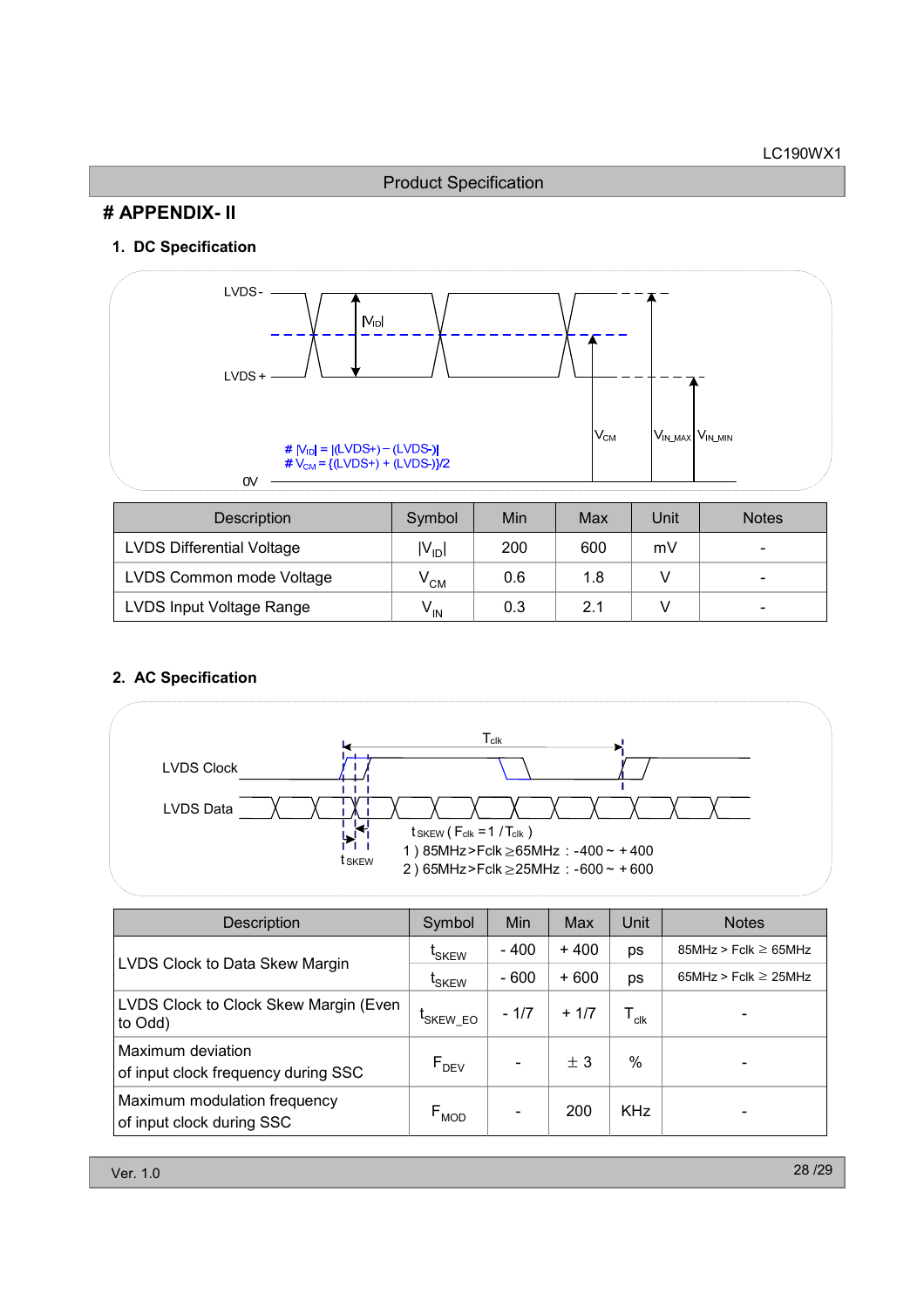# # APPENDIX- II

## 1. DC Specification

LVDS-

$|V_{ID}|$

LVDS+

0V

$V_{CM}$

$V_{IN\_MAX}$ $V_{IN\_MIN}$

# $|V_{ID}| = |(LVDS+) - (LVDS-)|$
# $V_{CM} = \{(LVDS+) + (LVDS-)\}/2$

| Description | Symbol | Min | Max | Unit | Notes |
|---|---|---|---|---|---|
| LVDS Differential Voltage | $\|V_{ID}\|$ | 200 | 600 | mV | - |
| LVDS Common mode Voltage | $V_{CM}$ | 0.6 | 1.8 | V | - |
| LVDS Input Voltage Range | $V_{IN}$ | 0.3 | 2.1 | V | - |

## 2. AC Specification

$T_{clk}$

LVDS Clock

LVDS Data

$t_{SKEW}$

$t_{SKEW}$ ( $F_{clk}$ = 1 / $T_{clk}$ )
1 ) 85MHz > Fclk ≥ 65MHz : -400 ~ +400
2 ) 65MHz > Fclk ≥ 25MHz : -600 ~ +600

| Description | Symbol | Min | Max | Unit | Notes |
|---|---|---|---|---|---|
| LVDS Clock to Data Skew Margin | $t_{SKEW}$ | - 400 | + 400 | ps | 85MHz > Fclk ≥ 65MHz |
| | $t_{SKEW}$ | - 600 | + 600 | ps | 65MHz > Fclk ≥ 25MHz |
| LVDS Clock to Clock Skew Margin (Even to Odd) | $t_{SKEW\_EO}$ | - 1/7 | + 1/7 | $T_{clk}$ | - |
| Maximum deviation of input clock frequency during SSC | $F_{DEV}$ | - | ± 3 | % | - |
| Maximum modulation frequency of input clock during SSC | $F_{MOD}$ | - | 200 | KHz | - |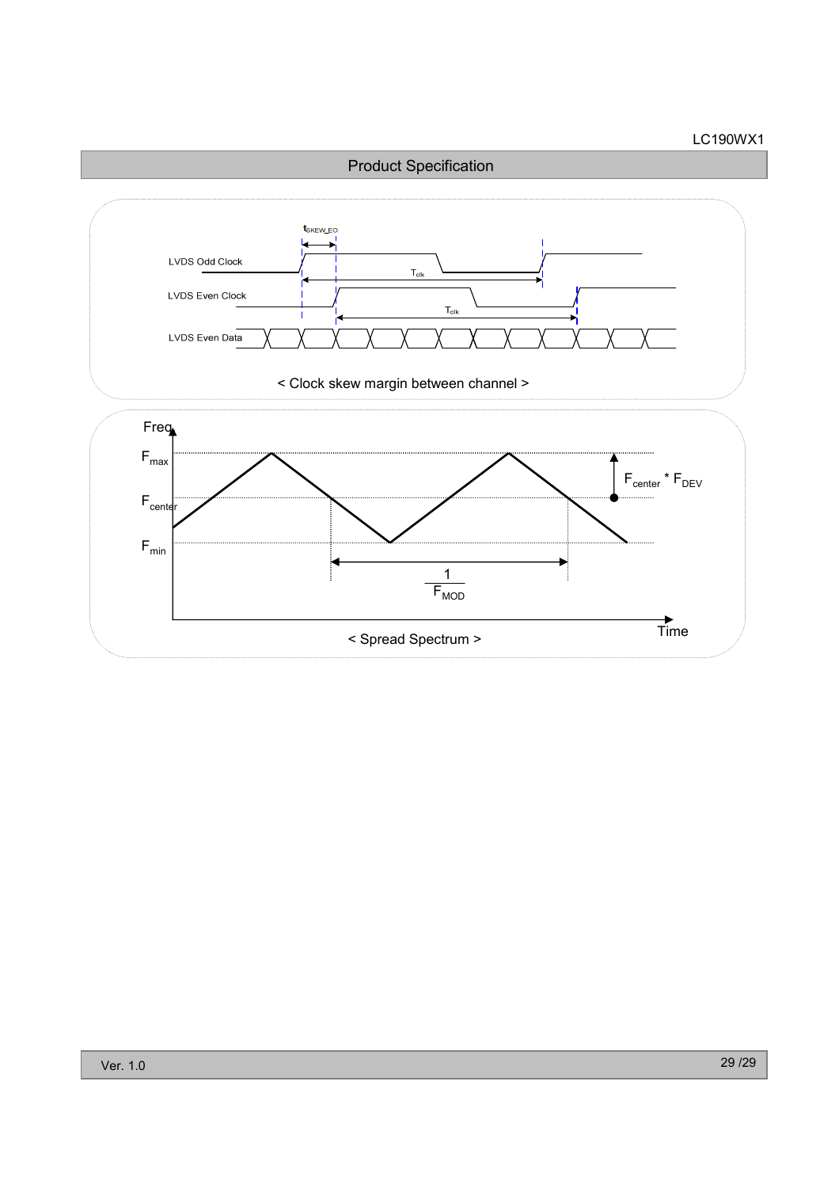$t_{SKEW\_EO}$

LVDS Odd Clock

$T_{clk}$

LVDS Even Clock

$T_{clk}$

LVDS Even Data

< Clock skew margin between channel >

Freq

$F_{max}$

$F_{center}$

$F_{min}$

$F_{center} * F_{DEV}$

$\frac{1}{F_{MOD}}$

Time

< Spread Spectrum >